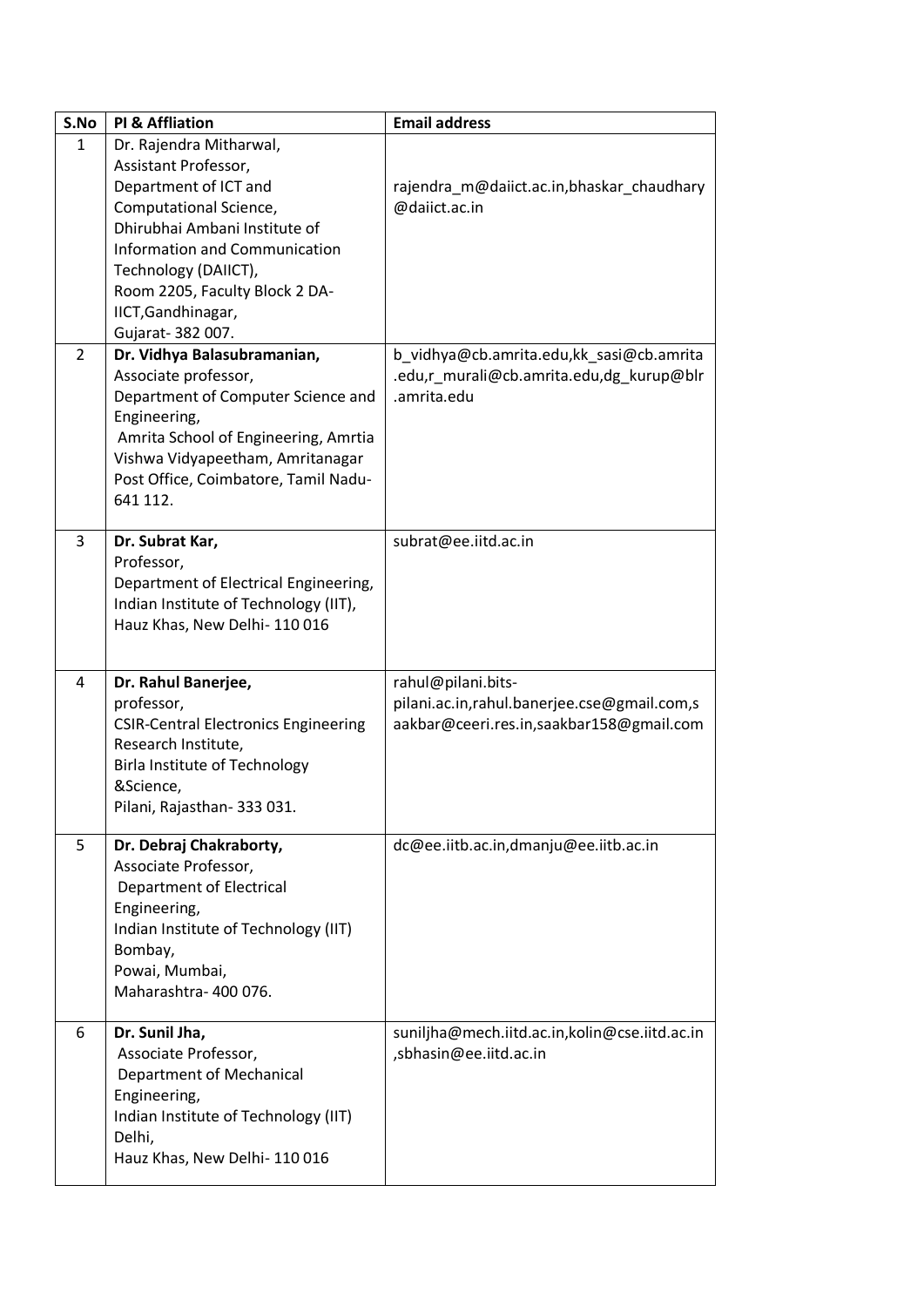| S.No | PI & Affliation | Email address |
|---|---|---|
| 1 | Dr. Rajendra Mitharwal, Assistant Professor, Department of ICT and Computational Science, Dhirubhai Ambani Institute of Information and Communication Technology (DAIICT), Room 2205, Faculty Block 2 DA-IICT,Gandhinagar, Gujarat- 382 007. | rajendra_m@daiict.ac.in,bhaskar_chaudhary@daiict.ac.in |
| 2 | **Dr. Vidhya Balasubramanian,** Associate professor, Department of Computer Science and Engineering, Amrita School of Engineering, Amrtia Vishwa Vidyapeetham, Amritanagar Post Office, Coimbatore, Tamil Nadu- 641 112. | b_vidhya@cb.amrita.edu,kk_sasi@cb.amrita.edu,r_murali@cb.amrita.edu,dg_kurup@blr.amrita.edu |
| 3 | **Dr. Subrat Kar,** Professor, Department of Electrical Engineering, Indian Institute of Technology (IIT), Hauz Khas, New Delhi- 110 016 | subrat@ee.iitd.ac.in |
| 4 | **Dr. Rahul Banerjee,** professor, CSIR-Central Electronics Engineering Research Institute, Birla Institute of Technology &Science, Pilani, Rajasthan- 333 031. | rahul@pilani.bits-pilani.ac.in,rahul.banerjee.cse@gmail.com,saakbar@ceeri.res.in,saakbar158@gmail.com |
| 5 | **Dr. Debraj Chakraborty,** Associate Professor, Department of Electrical Engineering, Indian Institute of Technology (IIT) Bombay, Powai, Mumbai, Maharashtra- 400 076. | dc@ee.iitb.ac.in,dmanju@ee.iitb.ac.in |
| 6 | **Dr. Sunil Jha,** Associate Professor, Department of Mechanical Engineering, Indian Institute of Technology (IIT) Delhi, Hauz Khas, New Delhi- 110 016 | suniljha@mech.iitd.ac.in,kolin@cse.iitd.ac.in,sbhasin@ee.iitd.ac.in |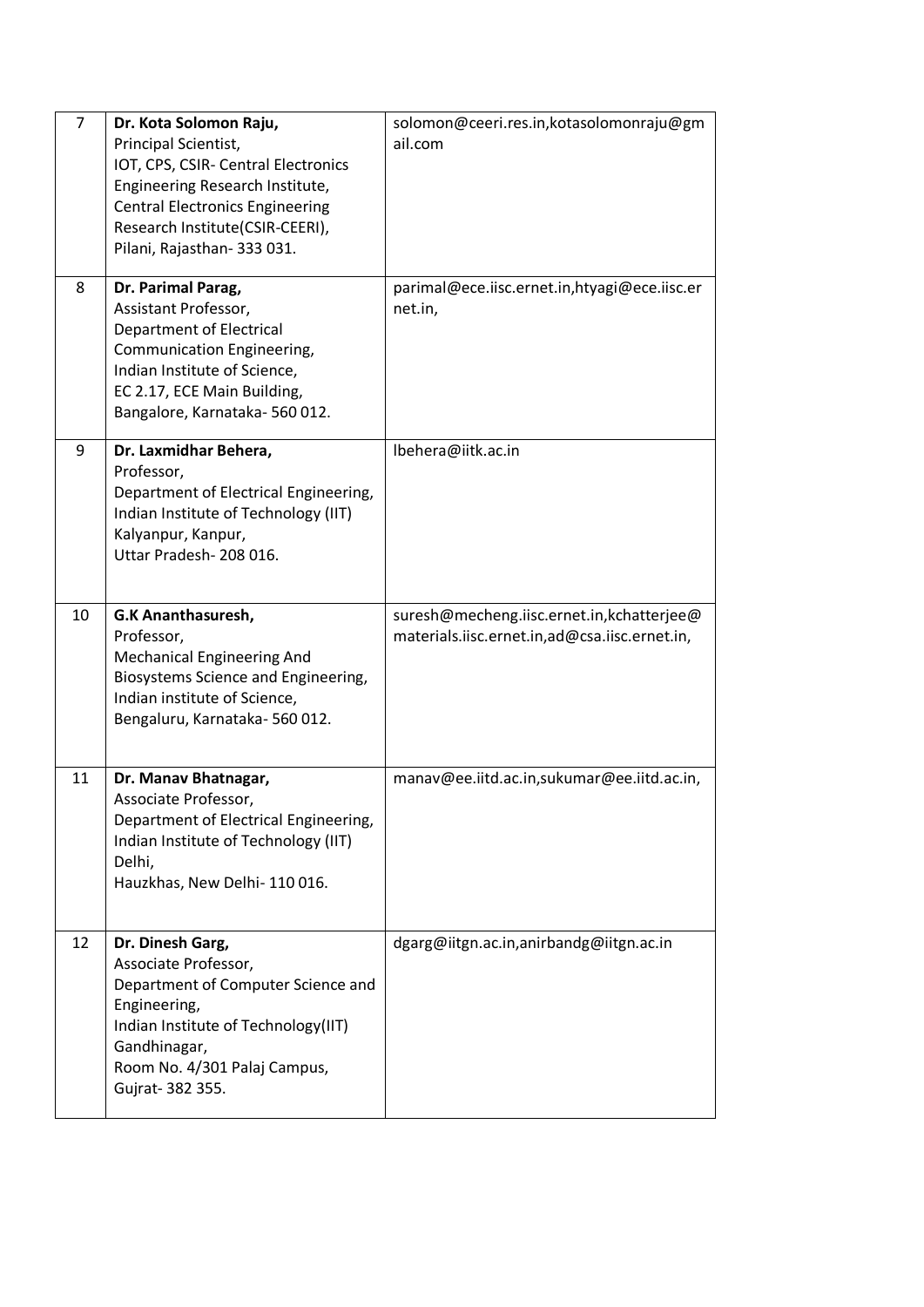| | | |
|---|---|---|
| 7 | **Dr. Kota Solomon Raju,**<br>Principal Scientist,<br>IOT, CPS, CSIR- Central Electronics Engineering Research Institute,<br>Central Electronics Engineering Research Institute(CSIR-CEERI),<br>Pilani, Rajasthan- 333 031. | solomon@ceeri.res.in,kotasolomonraju@gmail.com |
| 8 | **Dr. Parimal Parag,**<br>Assistant Professor,<br>Department of Electrical Communication Engineering,<br>Indian Institute of Science,<br>EC 2.17, ECE Main Building,<br>Bangalore, Karnataka- 560 012. | parimal@ece.iisc.ernet.in,htyagi@ece.iisc.ernet.in, |
| 9 | **Dr. Laxmidhar Behera,**<br>Professor,<br>Department of Electrical Engineering,<br>Indian Institute of Technology (IIT)<br>Kalyanpur, Kanpur,<br>Uttar Pradesh- 208 016. | lbehera@iitk.ac.in |
| 10 | **G.K Ananthasuresh,**<br>Professor,<br>Mechanical Engineering And Biosystems Science and Engineering,<br>Indian institute of Science,<br>Bengaluru, Karnataka- 560 012. | suresh@mecheng.iisc.ernet.in,kchatterjee@materials.iisc.ernet.in,ad@csa.iisc.ernet.in, |
| 11 | **Dr. Manav Bhatnagar,**<br>Associate Professor,<br>Department of Electrical Engineering,<br>Indian Institute of Technology (IIT) Delhi,<br>Hauzkhas, New Delhi- 110 016. | manav@ee.iitd.ac.in,sukumar@ee.iitd.ac.in, |
| 12 | **Dr. Dinesh Garg,**<br>Associate Professor,<br>Department of Computer Science and Engineering,<br>Indian Institute of Technology(IIT) Gandhinagar,<br>Room No. 4/301 Palaj Campus,<br>Gujrat- 382 355. | dgarg@iitgn.ac.in,anirbandg@iitgn.ac.in |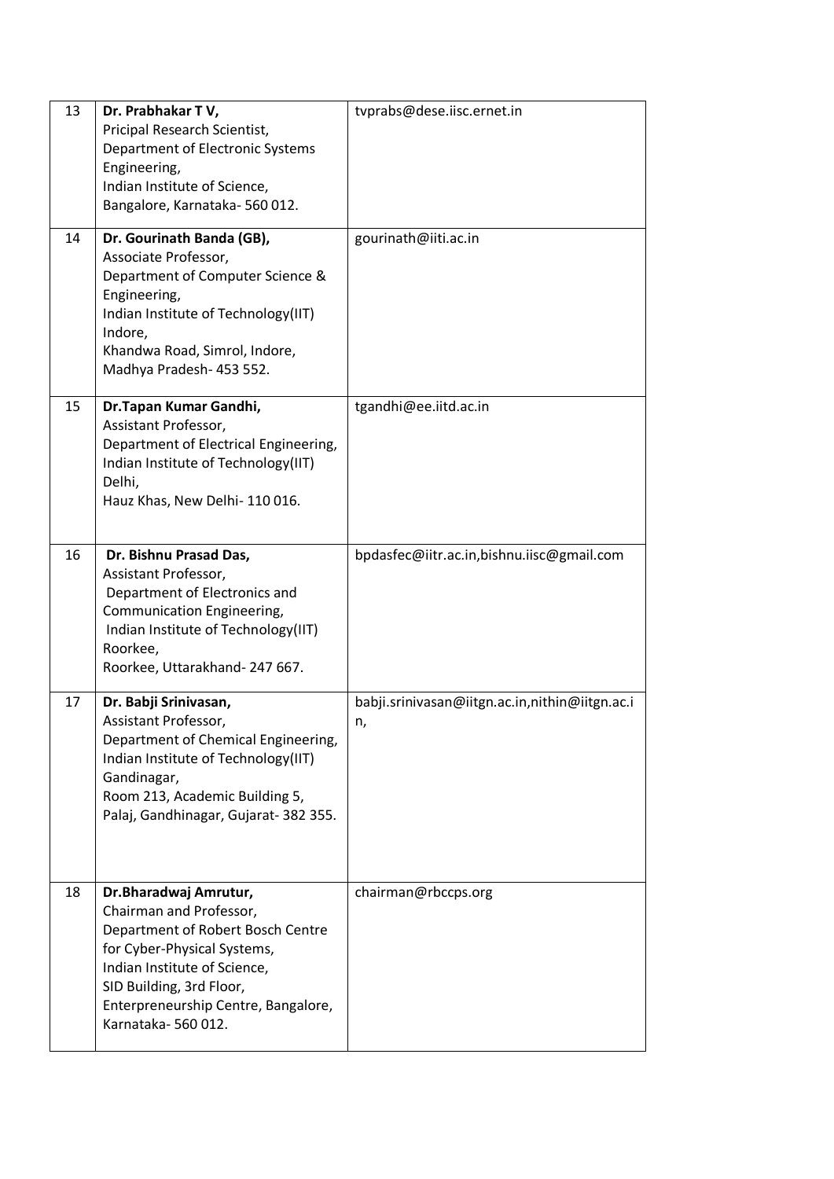| | | |
|---|---|---|
| 13 | **Dr. Prabhakar T V,**<br>Pricipal Research Scientist,<br>Department of Electronic Systems Engineering,<br>Indian Institute of Science,<br>Bangalore, Karnataka- 560 012. | tvprabs@dese.iisc.ernet.in |
| 14 | **Dr. Gourinath Banda (GB),**<br>Associate Professor,<br>Department of Computer Science & Engineering,<br>Indian Institute of Technology(IIT) Indore,<br>Khandwa Road, Simrol, Indore,<br>Madhya Pradesh- 453 552. | gourinath@iiti.ac.in |
| 15 | **Dr.Tapan Kumar Gandhi,**<br>Assistant Professor,<br>Department of Electrical Engineering,<br>Indian Institute of Technology(IIT) Delhi,<br>Hauz Khas, New Delhi- 110 016. | tgandhi@ee.iitd.ac.in |
| 16 | **Dr. Bishnu Prasad Das,**<br>Assistant Professor,<br>Department of Electronics and Communication Engineering,<br>Indian Institute of Technology(IIT) Roorkee,<br>Roorkee, Uttarakhand- 247 667. | bpdasfec@iitr.ac.in,bishnu.iisc@gmail.com |
| 17 | **Dr. Babji Srinivasan,**<br>Assistant Professor,<br>Department of Chemical Engineering,<br>Indian Institute of Technology(IIT) Gandinagar,<br>Room 213, Academic Building 5,<br>Palaj, Gandhinagar, Gujarat- 382 355. | babji.srinivasan@iitgn.ac.in,nithin@iitgn.ac.in, |
| 18 | **Dr.Bharadwaj Amrutur,**<br>Chairman and Professor,<br>Department of Robert Bosch Centre for Cyber-Physical Systems,<br>Indian Institute of Science,<br>SID Building, 3rd Floor,<br>Enterpreneurship Centre, Bangalore,<br>Karnataka- 560 012. | chairman@rbccps.org |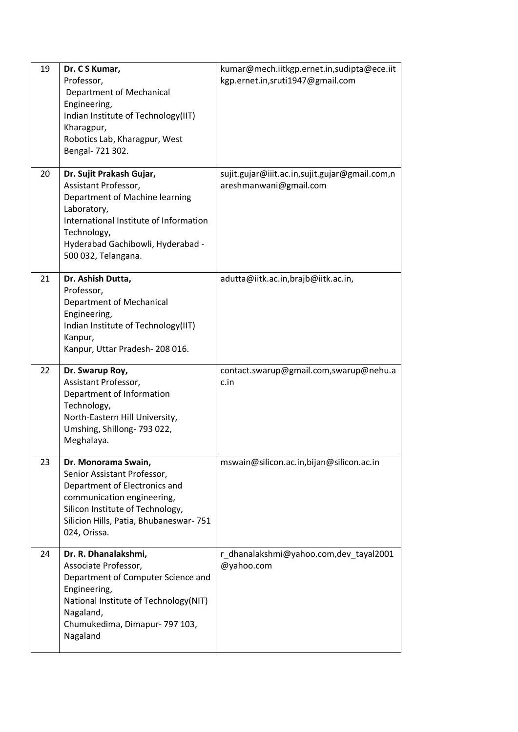| | | |
|---|---|---|
| 19 | **Dr. C S Kumar,**<br>Professor,<br>Department of Mechanical Engineering,<br>Indian Institute of Technology(IIT) Kharagpur,<br>Robotics Lab, Kharagpur, West Bengal- 721 302. | kumar@mech.iitkgp.ernet.in,sudipta@ece.iitkgp.ernet.in,sruti1947@gmail.com |
| 20 | **Dr. Sujit Prakash Gujar,**<br>Assistant Professor,<br>Department of Machine learning Laboratory,<br>International Institute of Information Technology,<br>Hyderabad Gachibowli, Hyderabad - 500 032, Telangana. | sujit.gujar@iiit.ac.in,sujit.gujar@gmail.com,nareshmanwani@gmail.com |
| 21 | **Dr. Ashish Dutta,**<br>Professor,<br>Department of Mechanical Engineering,<br>Indian Institute of Technology(IIT) Kanpur,<br>Kanpur, Uttar Pradesh- 208 016. | adutta@iitk.ac.in,brajb@iitk.ac.in, |
| 22 | **Dr. Swarup Roy,**<br>Assistant Professor,<br>Department of Information Technology,<br>North-Eastern Hill University,<br>Umshing, Shillong- 793 022, Meghalaya. | contact.swarup@gmail.com,swarup@nehu.ac.in |
| 23 | **Dr. Monorama Swain,**<br>Senior Assistant Professor,<br>Department of Electronics and communication engineering,<br>Silicon Institute of Technology,<br>Silicion Hills, Patia, Bhubaneswar- 751 024, Orissa. | mswain@silicon.ac.in,bijan@silicon.ac.in |
| 24 | **Dr. R. Dhanalakshmi,**<br>Associate Professor,<br>Department of Computer Science and Engineering,<br>National Institute of Technology(NIT) Nagaland,<br>Chumukedima, Dimapur- 797 103, Nagaland | r_dhanalakshmi@yahoo.com,dev_tayal2001@yahoo.com |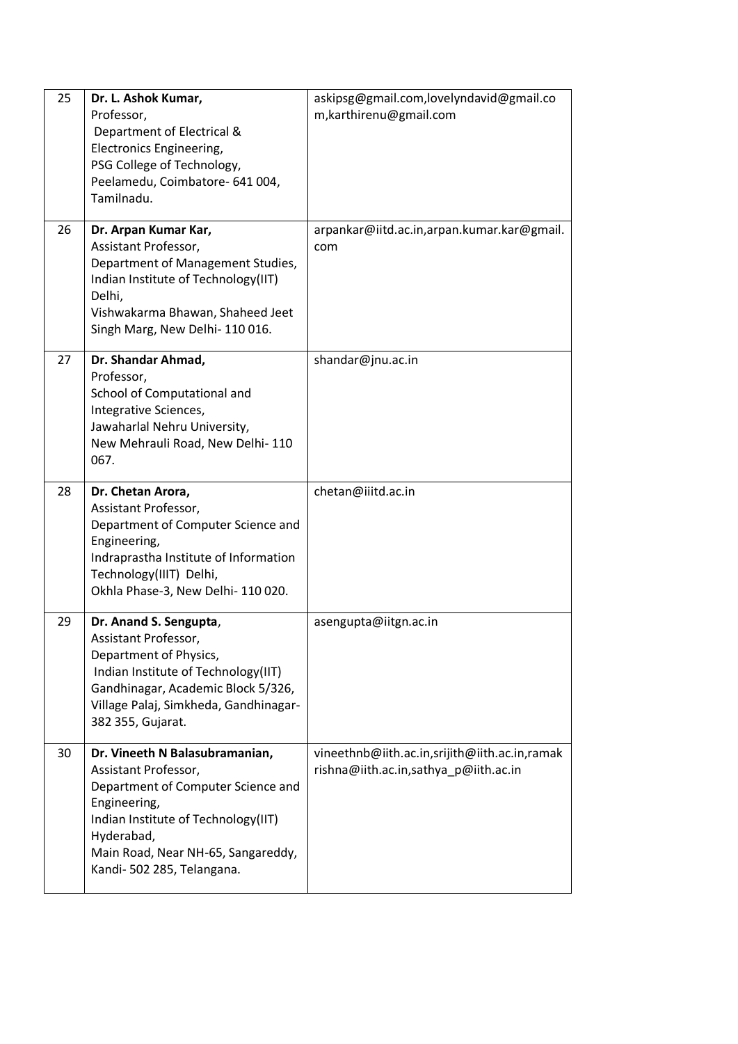| | | |
|---|---|---|
| 25 | **Dr. L. Ashok Kumar,**<br>Professor,<br>Department of Electrical & Electronics Engineering,<br>PSG College of Technology,<br>Peelamedu, Coimbatore- 641 004, Tamilnadu. | askipsg@gmail.com,lovelyndavid@gmail.com,karthirenu@gmail.com |
| 26 | **Dr. Arpan Kumar Kar,**<br>Assistant Professor,<br>Department of Management Studies,<br>Indian Institute of Technology(IIT) Delhi,<br>Vishwakarma Bhawan, Shaheed Jeet Singh Marg, New Delhi- 110 016. | arpankar@iitd.ac.in,arpan.kumar.kar@gmail.com |
| 27 | **Dr. Shandar Ahmad,**<br>Professor,<br>School of Computational and Integrative Sciences,<br>Jawaharlal Nehru University,<br>New Mehrauli Road, New Delhi- 110 067. | shandar@jnu.ac.in |
| 28 | **Dr. Chetan Arora,**<br>Assistant Professor,<br>Department of Computer Science and Engineering,<br>Indraprastha Institute of Information Technology(IIIT) Delhi,<br>Okhla Phase-3, New Delhi- 110 020. | chetan@iiitd.ac.in |
| 29 | **Dr. Anand S. Sengupta**,<br>Assistant Professor,<br>Department of Physics,<br>Indian Institute of Technology(IIT) Gandhinagar, Academic Block 5/326, Village Palaj, Simkheda, Gandhinagar- 382 355, Gujarat. | asengupta@iitgn.ac.in |
| 30 | **Dr. Vineeth N Balasubramanian,**<br>Assistant Professor,<br>Department of Computer Science and Engineering,<br>Indian Institute of Technology(IIT) Hyderabad,<br>Main Road, Near NH-65, Sangareddy, Kandi- 502 285, Telangana. | vineethnb@iith.ac.in,srijith@iith.ac.in,ramakrishna@iith.ac.in,sathya_p@iith.ac.in |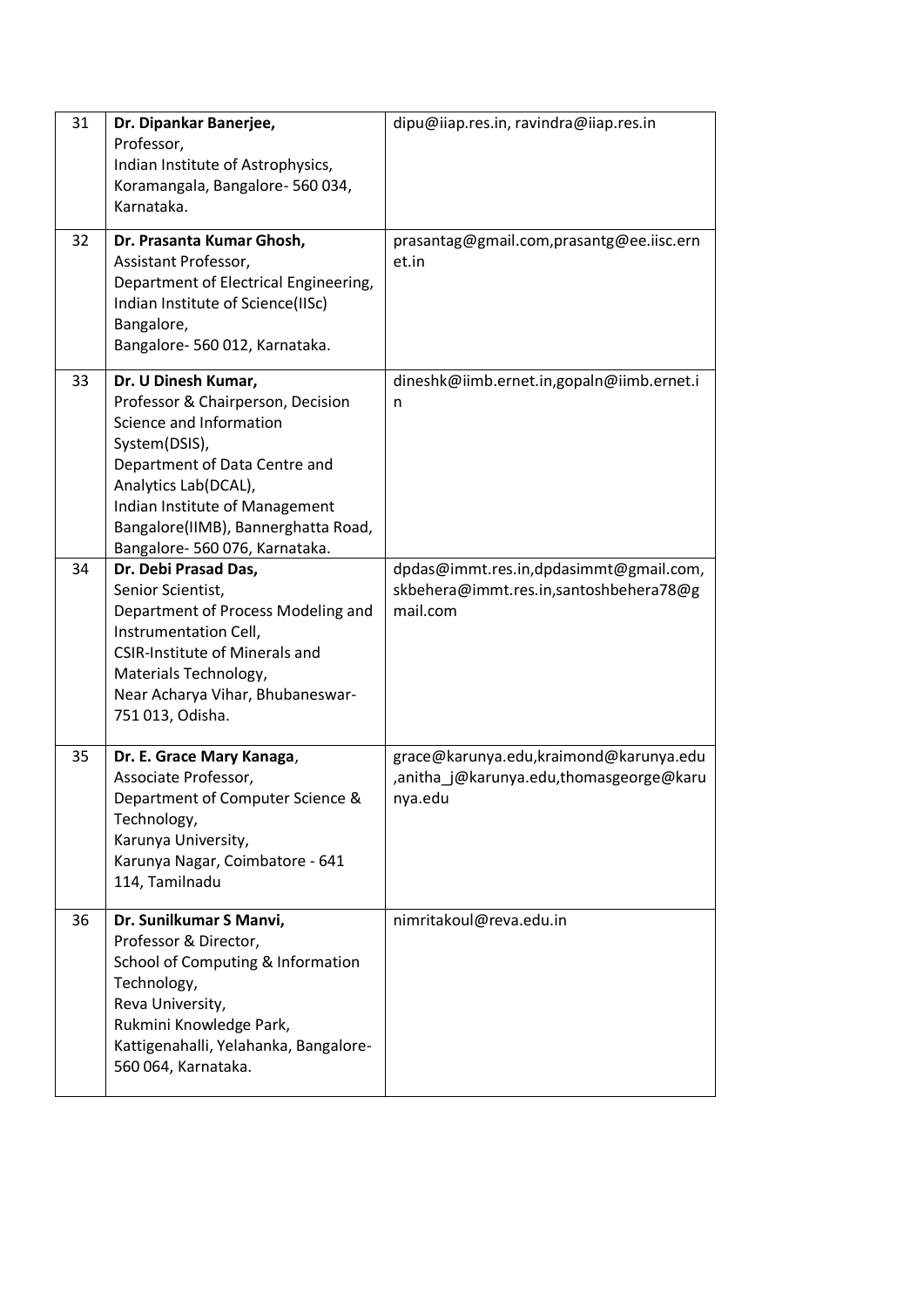| | | |
|---|---|---|
| 31 | **Dr. Dipankar Banerjee,**<br>Professor,<br>Indian Institute of Astrophysics,<br>Koramangala, Bangalore- 560 034,<br>Karnataka. | dipu@iiap.res.in, ravindra@iiap.res.in |
| 32 | **Dr. Prasanta Kumar Ghosh,**<br>Assistant Professor,<br>Department of Electrical Engineering,<br>Indian Institute of Science(IISc)<br>Bangalore,<br>Bangalore- 560 012, Karnataka. | prasantag@gmail.com,prasantg@ee.iisc.ernet.in |
| 33 | **Dr. U Dinesh Kumar,**<br>Professor & Chairperson, Decision Science and Information System(DSIS),<br>Department of Data Centre and Analytics Lab(DCAL),<br>Indian Institute of Management Bangalore(IIMB), Bannerghatta Road,<br>Bangalore- 560 076, Karnataka. | dineshk@iimb.ernet.in,gopaln@iimb.ernet.in |
| 34 | **Dr. Debi Prasad Das,**<br>Senior Scientist,<br>Department of Process Modeling and Instrumentation Cell,<br>CSIR-Institute of Minerals and Materials Technology,<br>Near Acharya Vihar, Bhubaneswar-751 013, Odisha. | dpdas@immt.res.in,dpdasimmt@gmail.com,<br>skbehera@immt.res.in,santoshbehera78@gmail.com |
| 35 | **Dr. E. Grace Mary Kanaga**,<br>Associate Professor,<br>Department of Computer Science & Technology,<br>Karunya University,<br>Karunya Nagar, Coimbatore - 641 114, Tamilnadu | grace@karunya.edu,kraimond@karunya.edu,anitha_j@karunya.edu,thomasgeorge@karunya.edu |
| 36 | **Dr. Sunilkumar S Manvi,**<br>Professor & Director,<br>School of Computing & Information Technology,<br>Reva University,<br>Rukmini Knowledge Park,<br>Kattigenahalli, Yelahanka, Bangalore-560 064, Karnataka. | nimritakoul@reva.edu.in |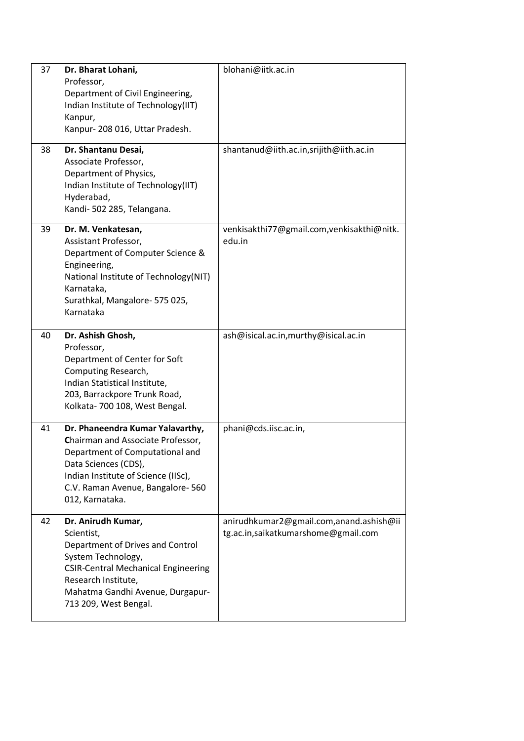| | | |
|---|---|---|
| 37 | **Dr. Bharat Lohani,**<br>Professor,<br>Department of Civil Engineering,<br>Indian Institute of Technology(IIT) Kanpur,<br>Kanpur- 208 016, Uttar Pradesh. | blohani@iitk.ac.in |
| 38 | **Dr. Shantanu Desai,**<br>Associate Professor,<br>Department of Physics,<br>Indian Institute of Technology(IIT) Hyderabad,<br>Kandi- 502 285, Telangana. | shantanud@iith.ac.in,srijith@iith.ac.in |
| 39 | **Dr. M. Venkatesan,**<br>Assistant Professor,<br>Department of Computer Science & Engineering,<br>National Institute of Technology(NIT) Karnataka,<br>Surathkal, Mangalore- 575 025, Karnataka | venkisakthi77@gmail.com,venkisakthi@nitk.edu.in |
| 40 | **Dr. Ashish Ghosh,**<br>Professor,<br>Department of Center for Soft Computing Research,<br>Indian Statistical Institute,<br>203, Barrackpore Trunk Road,<br>Kolkata- 700 108, West Bengal. | ash@isical.ac.in,murthy@isical.ac.in |
| 41 | **Dr. Phaneendra Kumar Yalavarthy,**<br>**C**hairman and Associate Professor,<br>Department of Computational and Data Sciences (CDS),<br>Indian Institute of Science (IISc),<br>C.V. Raman Avenue, Bangalore- 560 012, Karnataka. | phani@cds.iisc.ac.in, |
| 42 | **Dr. Anirudh Kumar,**<br>Scientist,<br>Department of Drives and Control System Technology,<br>CSIR-Central Mechanical Engineering Research Institute,<br>Mahatma Gandhi Avenue, Durgapur- 713 209, West Bengal. | anirudhkumar2@gmail.com,anand.ashish@iitg.ac.in,saikatkumarshome@gmail.com |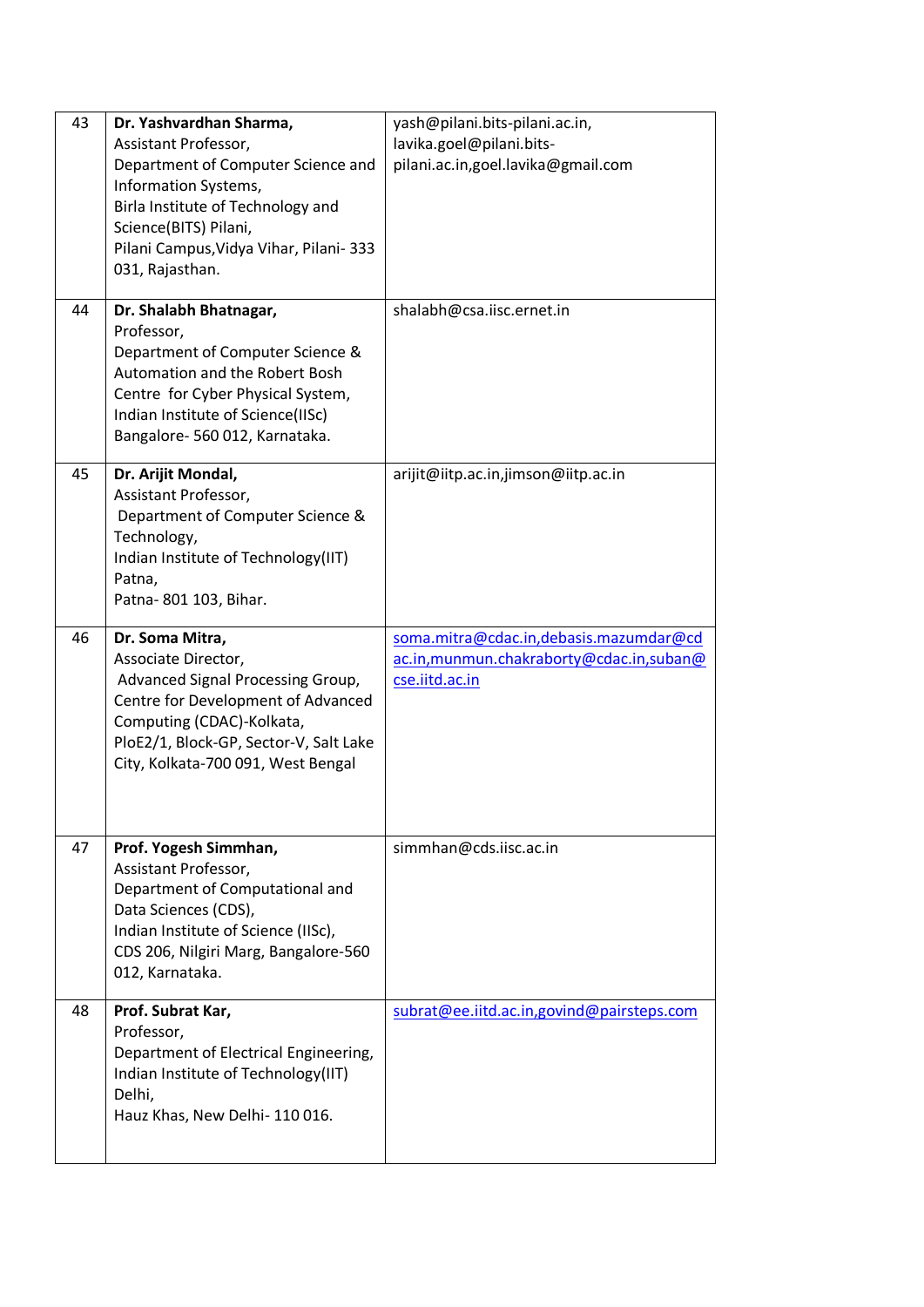| | | |
|---|---|---|
| 43 | **Dr. Yashvardhan Sharma,**<br>Assistant Professor,<br>Department of Computer Science and Information Systems,<br>Birla Institute of Technology and Science(BITS) Pilani,<br>Pilani Campus,Vidya Vihar, Pilani- 333 031, Rajasthan. | yash@pilani.bits-pilani.ac.in, lavika.goel@pilani.bits-pilani.ac.in,goel.lavika@gmail.com |
| 44 | **Dr. Shalabh Bhatnagar,**<br>Professor,<br>Department of Computer Science & Automation and the Robert Bosh Centre for Cyber Physical System,<br>Indian Institute of Science(IISc)<br>Bangalore- 560 012, Karnataka. | shalabh@csa.iisc.ernet.in |
| 45 | **Dr. Arijit Mondal,**<br>Assistant Professor,<br>Department of Computer Science & Technology,<br>Indian Institute of Technology(IIT) Patna,<br>Patna- 801 103, Bihar. | arijit@iitp.ac.in,jimson@iitp.ac.in |
| 46 | **Dr. Soma Mitra,**<br>Associate Director,<br>Advanced Signal Processing Group,<br>Centre for Development of Advanced Computing (CDAC)-Kolkata,<br>PloE2/1, Block-GP, Sector-V, Salt Lake City, Kolkata-700 091, West Bengal | soma.mitra@cdac.in,debasis.mazumdar@cdac.in,munmun.chakraborty@cdac.in,suban@cse.iitd.ac.in |
| 47 | **Prof. Yogesh Simmhan,**<br>Assistant Professor,<br>Department of Computational and Data Sciences (CDS),<br>Indian Institute of Science (IISc),<br>CDS 206, Nilgiri Marg, Bangalore-560 012, Karnataka. | simmhan@cds.iisc.ac.in |
| 48 | **Prof. Subrat Kar,**<br>Professor,<br>Department of Electrical Engineering,<br>Indian Institute of Technology(IIT) Delhi,<br>Hauz Khas, New Delhi- 110 016. | subrat@ee.iitd.ac.in,govind@pairsteps.com |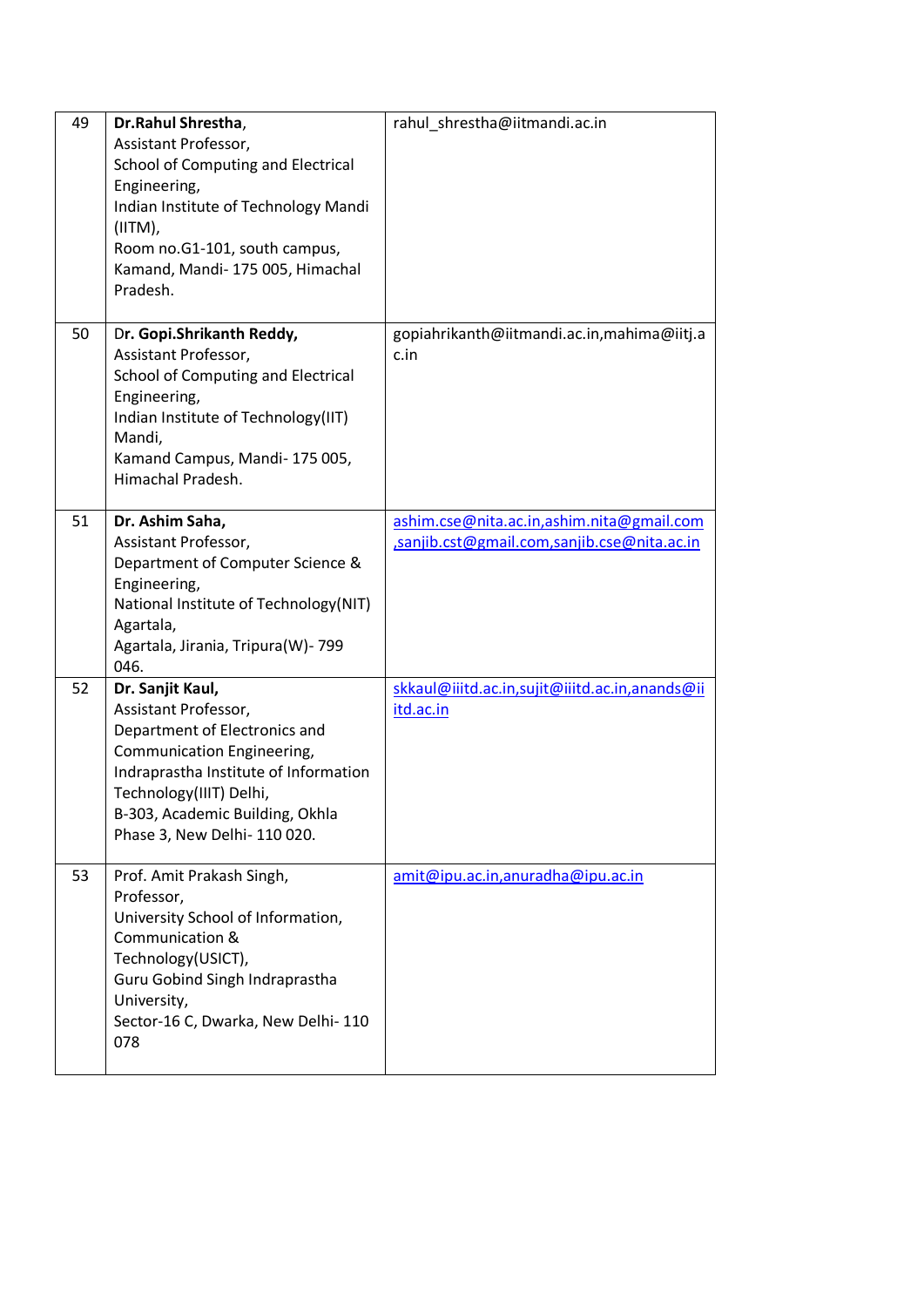| | | |
|---|---|---|
| 49 | **Dr.Rahul Shrestha**,<br>Assistant Professor,<br>School of Computing and Electrical Engineering,<br>Indian Institute of Technology Mandi (IITM),<br>Room no.G1-101, south campus, Kamand, Mandi- 175 005, Himachal Pradesh. | rahul_shrestha@iitmandi.ac.in |
| 50 | Dr. **Gopi.Shrikanth Reddy,**<br>Assistant Professor,<br>School of Computing and Electrical Engineering,<br>Indian Institute of Technology(IIT) Mandi,<br>Kamand Campus, Mandi- 175 005, Himachal Pradesh. | gopiahrikanth@iitmandi.ac.in,mahima@iitj.ac.in |
| 51 | **Dr. Ashim Saha,**<br>Assistant Professor,<br>Department of Computer Science & Engineering,<br>National Institute of Technology(NIT) Agartala,<br>Agartala, Jirania, Tripura(W)- 799 046. | ashim.cse@nita.ac.in,ashim.nita@gmail.com,sanjib.cst@gmail.com,sanjib.cse@nita.ac.in |
| 52 | **Dr. Sanjit Kaul,**<br>Assistant Professor,<br>Department of Electronics and Communication Engineering,<br>Indraprastha Institute of Information Technology(IIIT) Delhi,<br>B-303, Academic Building, Okhla Phase 3, New Delhi- 110 020. | skkaul@iiitd.ac.in,sujit@iiitd.ac.in,anands@iiitd.ac.in |
| 53 | Prof. Amit Prakash Singh,<br>Professor,<br>University School of Information, Communication & Technology(USICT),<br>Guru Gobind Singh Indraprastha University,<br>Sector-16 C, Dwarka, New Delhi- 110 078 | amit@ipu.ac.in,anuradha@ipu.ac.in |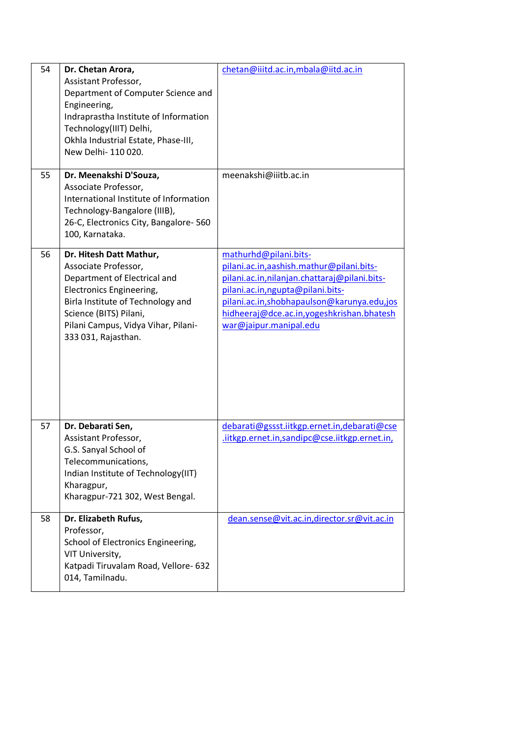| 54 | **Dr. Chetan Arora,**<br>Assistant Professor,<br>Department of Computer Science and Engineering,<br>Indraprastha Institute of Information Technology(IIIT) Delhi,<br>Okhla Industrial Estate, Phase-III,<br>New Delhi- 110 020. | chetan@iiitd.ac.in,mbala@iitd.ac.in |
|---|---|---|
| 55 | **Dr. Meenakshi D'Souza,**<br>Associate Professor,<br>International Institute of Information Technology-Bangalore (IIIB),<br>26-C, Electronics City, Bangalore- 560 100, Karnataka. | meenakshi@iiitb.ac.in |
| 56 | **Dr. Hitesh Datt Mathur,**<br>Associate Professor,<br>Department of Electrical and Electronics Engineering,<br>Birla Institute of Technology and Science (BITS) Pilani,<br>Pilani Campus, Vidya Vihar, Pilani- 333 031, Rajasthan. | mathurhd@pilani.bits-pilani.ac.in,aashish.mathur@pilani.bits-pilani.ac.in,nilanjan.chattaraj@pilani.bits-pilani.ac.in,ngupta@pilani.bits-pilani.ac.in,shobhapaulson@karunya.edu,joshidheeraj@dce.ac.in,yogeshkrishan.bhateshwar@jaipur.manipal.edu |
| 57 | **Dr. Debarati Sen,**<br>Assistant Professor,<br>G.S. Sanyal School of Telecommunications,<br>Indian Institute of Technology(IIT) Kharagpur,<br>Kharagpur-721 302, West Bengal. | debarati@gssst.iitkgp.ernet.in,debarati@cse.iitkgp.ernet.in,sandipc@cse.iitkgp.ernet.in, |
| 58 | **Dr. Elizabeth Rufus,**<br>Professor,<br>School of Electronics Engineering,<br>VIT University,<br>Katpadi Tiruvalam Road, Vellore- 632 014, Tamilnadu. | dean.sense@vit.ac.in,director.sr@vit.ac.in |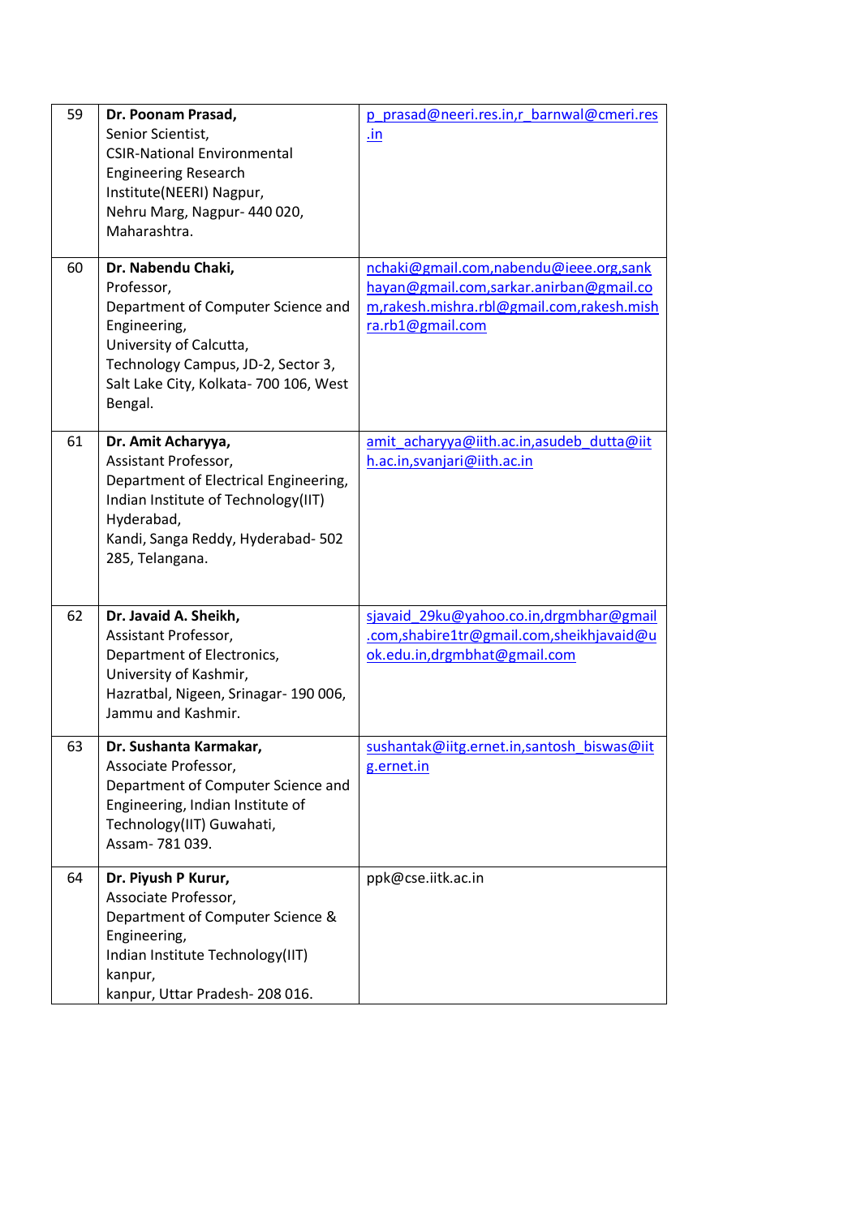| | | |
|---|---|---|
| 59 | **Dr. Poonam Prasad,** Senior Scientist, CSIR-National Environmental Engineering Research Institute(NEERI) Nagpur, Nehru Marg, Nagpur- 440 020, Maharashtra. | p_prasad@neeri.res.in,r_barnwal@cmeri.res.in |
| 60 | **Dr. Nabendu Chaki,** Professor, Department of Computer Science and Engineering, University of Calcutta, Technology Campus, JD-2, Sector 3, Salt Lake City, Kolkata- 700 106, West Bengal. | nchaki@gmail.com,nabendu@ieee.org,sankhayan@gmail.com,sarkar.anirban@gmail.com,rakesh.mishra.rbl@gmail.com,rakesh.mishra.rb1@gmail.com |
| 61 | **Dr. Amit Acharyya,** Assistant Professor, Department of Electrical Engineering, Indian Institute of Technology(IIT) Hyderabad, Kandi, Sanga Reddy, Hyderabad- 502 285, Telangana. | amit_acharyya@iith.ac.in,asudeb_dutta@iith.ac.in,svanjari@iith.ac.in |
| 62 | **Dr. Javaid A. Sheikh,** Assistant Professor, Department of Electronics, University of Kashmir, Hazratbal, Nigeen, Srinagar- 190 006, Jammu and Kashmir. | sjavaid_29ku@yahoo.co.in,drgmbhar@gmail.com,shabire1tr@gmail.com,sheikhjavaid@uok.edu.in,drgmbhat@gmail.com |
| 63 | **Dr. Sushanta Karmakar,** Associate Professor, Department of Computer Science and Engineering, Indian Institute of Technology(IIT) Guwahati, Assam- 781 039. | sushantak@iitg.ernet.in,santosh_biswas@iitg.ernet.in |
| 64 | **Dr. Piyush P Kurur,** Associate Professor, Department of Computer Science & Engineering, Indian Institute Technology(IIT) kanpur, kanpur, Uttar Pradesh- 208 016. | ppk@cse.iitk.ac.in |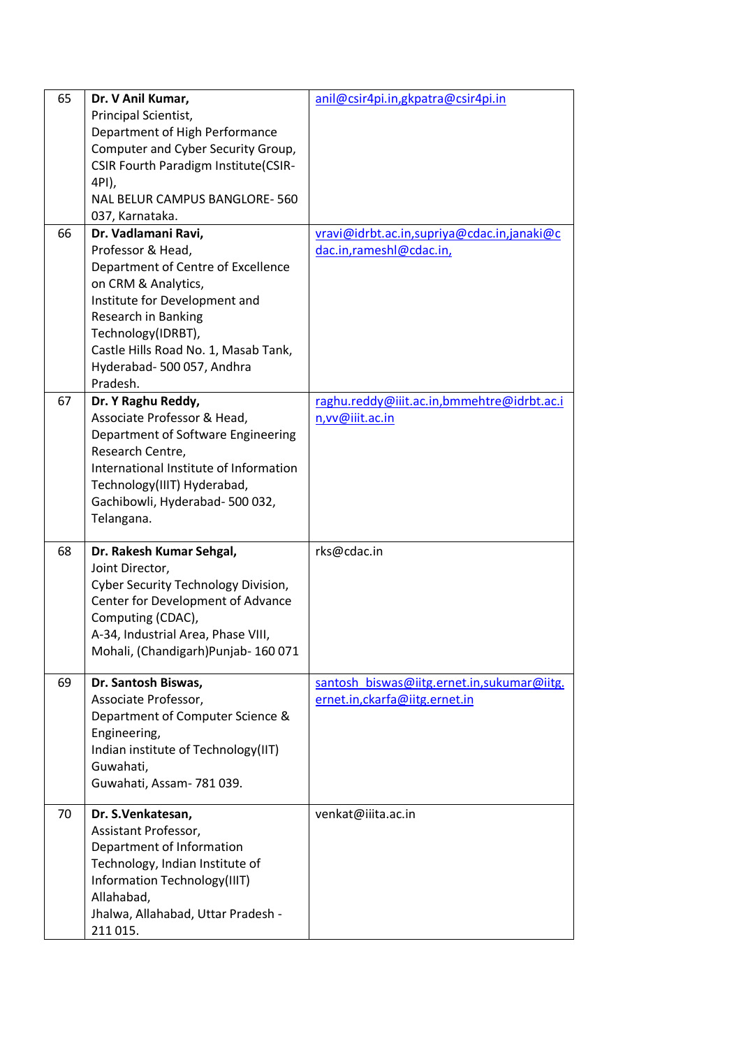| 65 | **Dr. V Anil Kumar,**<br>Principal Scientist,<br>Department of High Performance Computer and Cyber Security Group,<br>CSIR Fourth Paradigm Institute(CSIR-4PI),<br>NAL BELUR CAMPUS BANGLORE- 560 037, Karnataka. | anil@csir4pi.in,gkpatra@csir4pi.in |
|---|---|---|
| 66 | **Dr. Vadlamani Ravi,**<br>Professor & Head,<br>Department of Centre of Excellence on CRM & Analytics,<br>Institute for Development and Research in Banking Technology(IDRBT),<br>Castle Hills Road No. 1, Masab Tank, Hyderabad- 500 057, Andhra Pradesh. | vravi@idrbt.ac.in,supriya@cdac.in,janaki@cdac.in,rameshl@cdac.in, |
| 67 | **Dr. Y Raghu Reddy,**<br>Associate Professor & Head,<br>Department of Software Engineering Research Centre,<br>International Institute of Information Technology(IIIT) Hyderabad,<br>Gachibowli, Hyderabad- 500 032, Telangana. | raghu.reddy@iiit.ac.in,bmmehtre@idrbt.ac.in,vv@iiit.ac.in |
| 68 | **Dr. Rakesh Kumar Sehgal,**<br>Joint Director,<br>Cyber Security Technology Division,<br>Center for Development of Advance Computing (CDAC),<br>A-34, Industrial Area, Phase VIII, Mohali, (Chandigarh)Punjab- 160 071 | rks@cdac.in |
| 69 | **Dr. Santosh Biswas,**<br>Associate Professor,<br>Department of Computer Science & Engineering,<br>Indian institute of Technology(IIT) Guwahati,<br>Guwahati, Assam- 781 039. | santosh_biswas@iitg.ernet.in,sukumar@iitg.ernet.in,ckarfa@iitg.ernet.in |
| 70 | **Dr. S.Venkatesan,**<br>Assistant Professor,<br>Department of Information Technology, Indian Institute of Information Technology(IIIT) Allahabad,<br>Jhalwa, Allahabad, Uttar Pradesh - 211 015. | venkat@iiita.ac.in |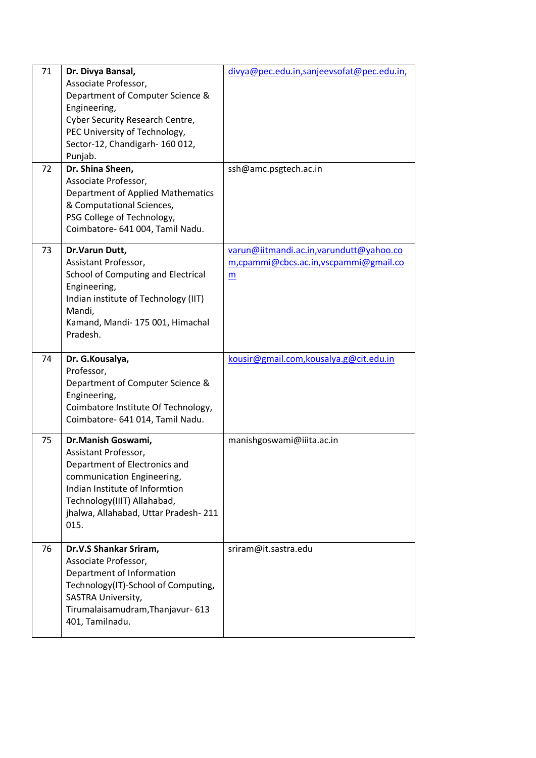| | | |
|---|---|---|
| 71 | **Dr. Divya Bansal,**<br>Associate Professor,<br>Department of Computer Science & Engineering,<br>Cyber Security Research Centre,<br>PEC University of Technology,<br>Sector-12, Chandigarh- 160 012,<br>Punjab. | divya@pec.edu.in,sanjeevsofat@pec.edu.in, |
| 72 | **Dr. Shina Sheen,**<br>Associate Professor,<br>Department of Applied Mathematics & Computational Sciences,<br>PSG College of Technology,<br>Coimbatore- 641 004, Tamil Nadu. | ssh@amc.psgtech.ac.in |
| 73 | **Dr.Varun Dutt,**<br>Assistant Professor,<br>School of Computing and Electrical Engineering,<br>Indian institute of Technology (IIT) Mandi,<br>Kamand, Mandi- 175 001, Himachal Pradesh. | varun@iitmandi.ac.in,varundutt@yahoo.com,cpammi@cbcs.ac.in,vscpammi@gmail.com |
| 74 | **Dr. G.Kousalya,**<br>Professor,<br>Department of Computer Science & Engineering,<br>Coimbatore Institute Of Technology,<br>Coimbatore- 641 014, Tamil Nadu. | kousir@gmail.com,kousalya.g@cit.edu.in |
| 75 | **Dr.Manish Goswami,**<br>Assistant Professor,<br>Department of Electronics and communication Engineering,<br>Indian Institute of Informtion Technology(IIIT) Allahabad,<br>jhalwa, Allahabad, Uttar Pradesh- 211 015. | manishgoswami@iiita.ac.in |
| 76 | **Dr.V.S Shankar Sriram,**<br>Associate Professor,<br>Department of Information Technology(IT)-School of Computing,<br>SASTRA University,<br>Tirumalaisamudram,Thanjavur- 613 401, Tamilnadu. | sriram@it.sastra.edu |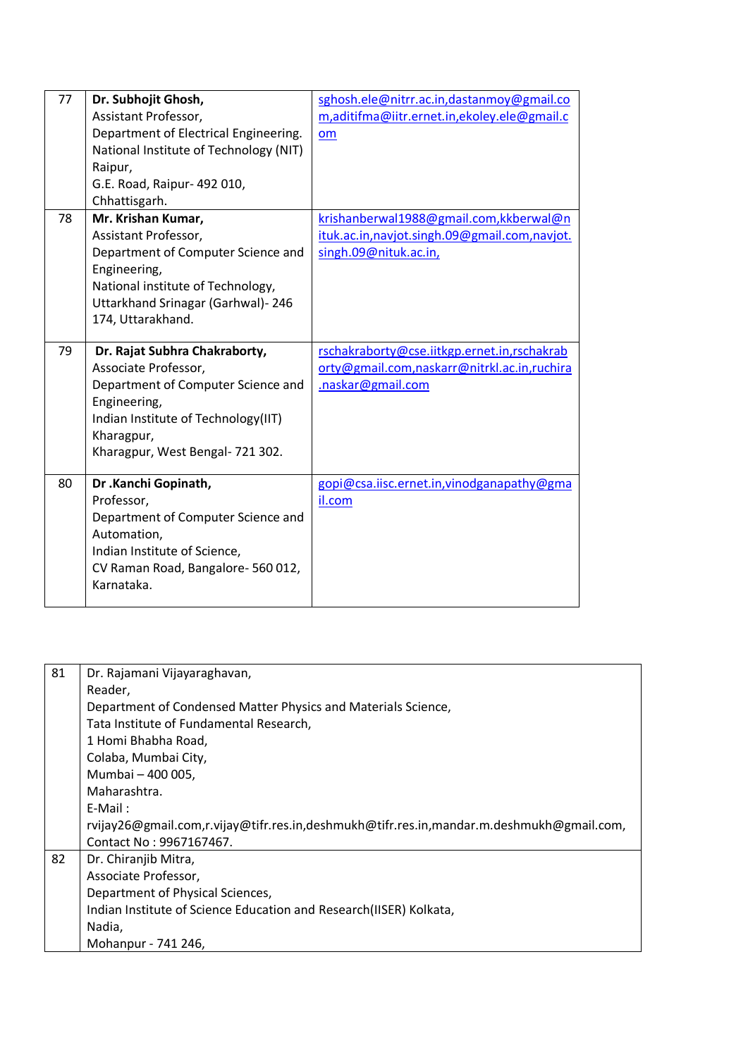| 77 | **Dr. Subhojit Ghosh,**<br>Assistant Professor,<br>Department of Electrical Engineering.<br>National Institute of Technology (NIT) Raipur,<br>G.E. Road, Raipur- 492 010,<br>Chhattisgarh. | sghosh.ele@nitrr.ac.in,dastanmoy@gmail.com,aditifma@iitr.ernet.in,ekoley.ele@gmail.com |
|---|---|---|
| 78 | **Mr. Krishan Kumar,**<br>Assistant Professor,<br>Department of Computer Science and Engineering,<br>National institute of Technology,<br>Uttarkhand Srinagar (Garhwal)- 246 174, Uttarakhand. | krishanberwal1988@gmail.com,kkberwal@nituk.ac.in,navjot.singh.09@gmail.com,navjot.singh.09@nituk.ac.in, |
| 79 | **Dr. Rajat Subhra Chakraborty,**<br>Associate Professor,<br>Department of Computer Science and Engineering,<br>Indian Institute of Technology(IIT) Kharagpur,<br>Kharagpur, West Bengal- 721 302. | rschakraborty@cse.iitkgp.ernet.in,rschakraborty@gmail.com,naskarr@nitrkl.ac.in,ruchira.naskar@gmail.com |
| 80 | **Dr .Kanchi Gopinath,**<br>Professor,<br>Department of Computer Science and Automation,<br>Indian Institute of Science,<br>CV Raman Road, Bangalore- 560 012,<br>Karnataka. | gopi@csa.iisc.ernet.in,vinodganapathy@gmail.com |

| 81 | Dr. Rajamani Vijayaraghavan,<br>Reader,<br>Department of Condensed Matter Physics and Materials Science,<br>Tata Institute of Fundamental Research,<br>1 Homi Bhabha Road,<br>Colaba, Mumbai City,<br>Mumbai – 400 005,<br>Maharashtra.<br>E-Mail :<br>rvijay26@gmail.com,r.vijay@tifr.res.in,deshmukh@tifr.res.in,mandar.m.deshmukh@gmail.com,<br>Contact No : 9967167467. |
|---|---|
| 82 | Dr. Chiranjib Mitra,<br>Associate Professor,<br>Department of Physical Sciences,<br>Indian Institute of Science Education and Research(IISER) Kolkata,<br>Nadia,<br>Mohanpur - 741 246, |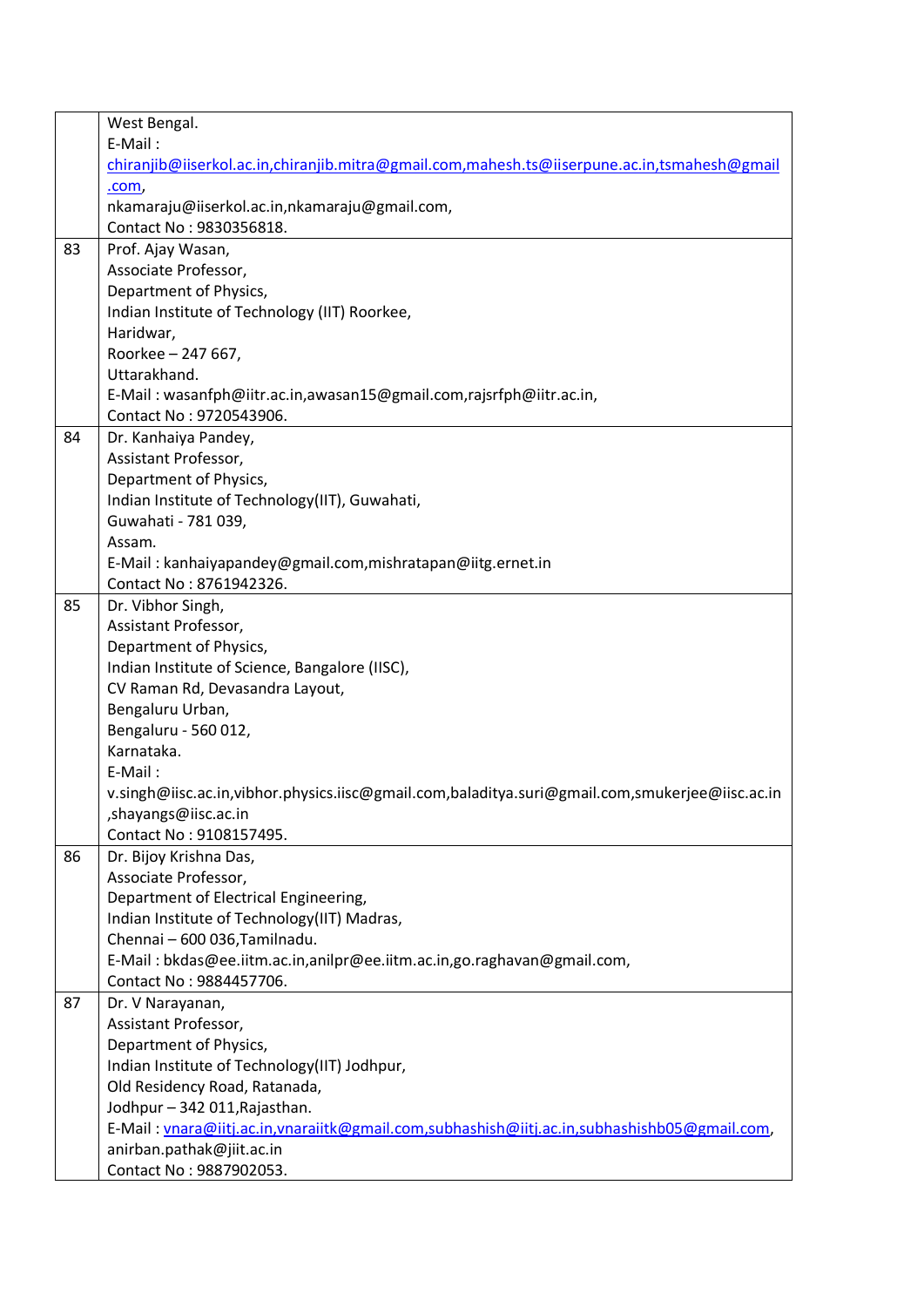| | |
|---|---|
| | West Bengal.<br>E-Mail :<br>chiranjib@iiserkol.ac.in,chiranjib.mitra@gmail.com,mahesh.ts@iiserpune.ac.in,tsmahesh@gmail.com,<br>nkamaraju@iiserkol.ac.in,nkamaraju@gmail.com,<br>Contact No : 9830356818. |
| 83 | Prof. Ajay Wasan,<br>Associate Professor,<br>Department of Physics,<br>Indian Institute of Technology (IIT) Roorkee,<br>Haridwar,<br>Roorkee – 247 667,<br>Uttarakhand.<br>E-Mail : wasanfph@iitr.ac.in,awasan15@gmail.com,rajsrfph@iitr.ac.in,<br>Contact No : 9720543906. |
| 84 | Dr. Kanhaiya Pandey,<br>Assistant Professor,<br>Department of Physics,<br>Indian Institute of Technology(IIT), Guwahati,<br>Guwahati - 781 039,<br>Assam.<br>E-Mail : kanhaiyapandey@gmail.com,mishratapan@iitg.ernet.in<br>Contact No : 8761942326. |
| 85 | Dr. Vibhor Singh,<br>Assistant Professor,<br>Department of Physics,<br>Indian Institute of Science, Bangalore (IISC),<br>CV Raman Rd, Devasandra Layout,<br>Bengaluru Urban,<br>Bengaluru - 560 012,<br>Karnataka.<br>E-Mail :<br>v.singh@iisc.ac.in,vibhor.physics.iisc@gmail.com,baladitya.suri@gmail.com,smukerjee@iisc.ac.in,shayangs@iisc.ac.in<br>Contact No : 9108157495. |
| 86 | Dr. Bijoy Krishna Das,<br>Associate Professor,<br>Department of Electrical Engineering,<br>Indian Institute of Technology(IIT) Madras,<br>Chennai – 600 036,Tamilnadu.<br>E-Mail : bkdas@ee.iitm.ac.in,anilpr@ee.iitm.ac.in,go.raghavan@gmail.com,<br>Contact No : 9884457706. |
| 87 | Dr. V Narayanan,<br>Assistant Professor,<br>Department of Physics,<br>Indian Institute of Technology(IIT) Jodhpur,<br>Old Residency Road, Ratanada,<br>Jodhpur – 342 011,Rajasthan.<br>E-Mail : vnara@iitj.ac.in,vnaraiitk@gmail.com,subhashish@iitj.ac.in,subhashishb05@gmail.com,<br>anirban.pathak@jiit.ac.in<br>Contact No : 9887902053. |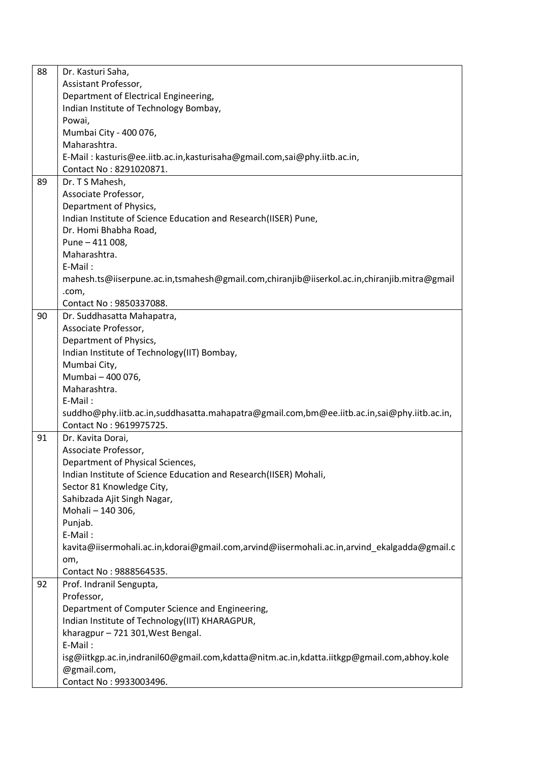| | |
|---|---|
| 88 | Dr. Kasturi Saha,<br>Assistant Professor,<br>Department of Electrical Engineering,<br>Indian Institute of Technology Bombay,<br>Powai,<br>Mumbai City - 400 076,<br>Maharashtra.<br>E-Mail : kasturis@ee.iitb.ac.in,kasturisaha@gmail.com,sai@phy.iitb.ac.in,<br>Contact No : 8291020871. |
| 89 | Dr. T S Mahesh,<br>Associate Professor,<br>Department of Physics,<br>Indian Institute of Science Education and Research(IISER) Pune,<br>Dr. Homi Bhabha Road,<br>Pune – 411 008,<br>Maharashtra.<br>E-Mail :<br>mahesh.ts@iiserpune.ac.in,tsmahesh@gmail.com,chiranjib@iiserkol.ac.in,chiranjib.mitra@gmail.com,<br>Contact No : 9850337088. |
| 90 | Dr. Suddhasatta Mahapatra,<br>Associate Professor,<br>Department of Physics,<br>Indian Institute of Technology(IIT) Bombay,<br>Mumbai City,<br>Mumbai – 400 076,<br>Maharashtra.<br>E-Mail :<br>suddho@phy.iitb.ac.in,suddhasatta.mahapatra@gmail.com,bm@ee.iitb.ac.in,sai@phy.iitb.ac.in,<br>Contact No : 9619975725. |
| 91 | Dr. Kavita Dorai,<br>Associate Professor,<br>Department of Physical Sciences,<br>Indian Institute of Science Education and Research(IISER) Mohali,<br>Sector 81 Knowledge City,<br>Sahibzada Ajit Singh Nagar,<br>Mohali – 140 306,<br>Punjab.<br>E-Mail :<br>kavita@iisermohali.ac.in,kdorai@gmail.com,arvind@iisermohali.ac.in,arvind_ekalgadda@gmail.com,<br>Contact No : 9888564535. |
| 92 | Prof. Indranil Sengupta,<br>Professor,<br>Department of Computer Science and Engineering,<br>Indian Institute of Technology(IIT) KHARAGPUR,<br>kharagpur – 721 301,West Bengal.<br>E-Mail :<br>isg@iitkgp.ac.in,indranil60@gmail.com,kdatta@nitm.ac.in,kdatta.iitkgp@gmail.com,abhoy.kole@gmail.com,<br>Contact No : 9933003496. |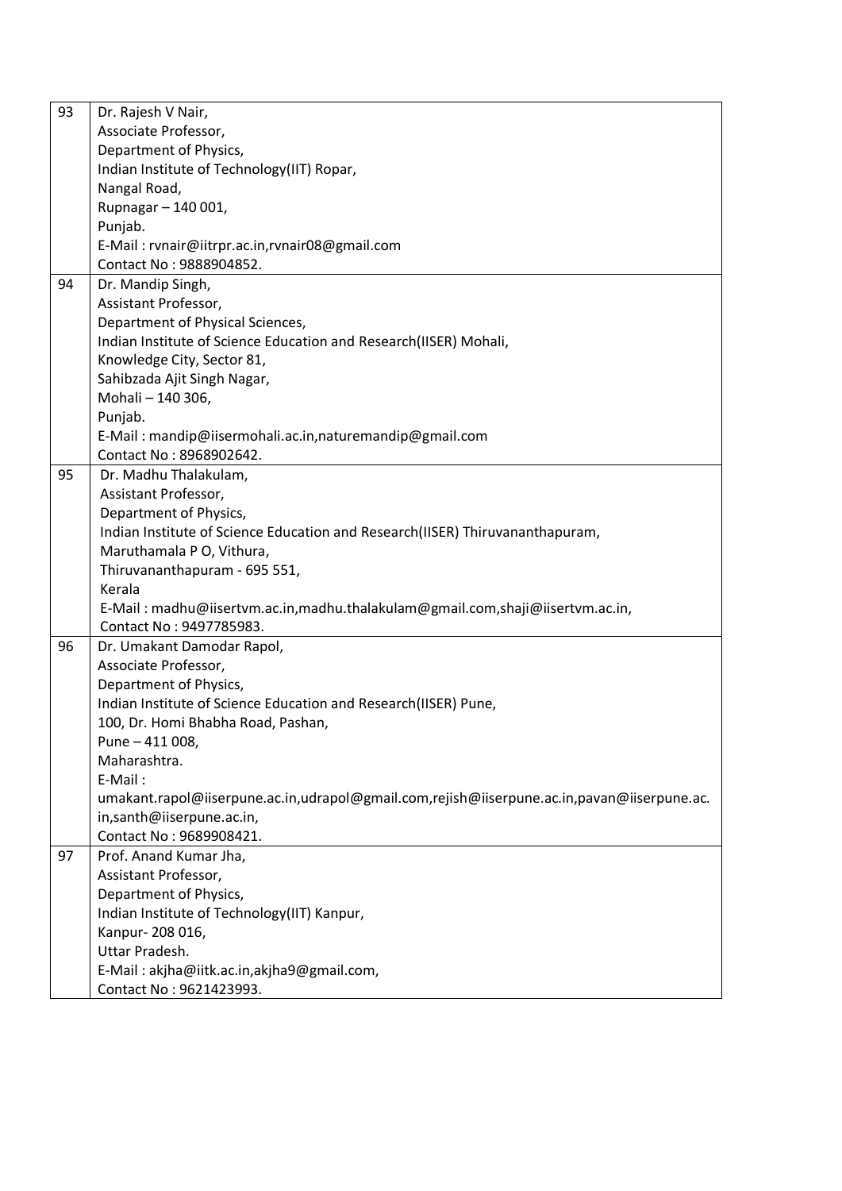| | |
|---|---|
| 93 | Dr. Rajesh V Nair,<br>Associate Professor,<br>Department of Physics,<br>Indian Institute of Technology(IIT) Ropar,<br>Nangal Road,<br>Rupnagar – 140 001,<br>Punjab.<br>E-Mail : rvnair@iitrpr.ac.in,rvnair08@gmail.com<br>Contact No : 9888904852. |
| 94 | Dr. Mandip Singh,<br>Assistant Professor,<br>Department of Physical Sciences,<br>Indian Institute of Science Education and Research(IISER) Mohali,<br>Knowledge City, Sector 81,<br>Sahibzada Ajit Singh Nagar,<br>Mohali – 140 306,<br>Punjab.<br>E-Mail : mandip@iisermohali.ac.in,naturemandip@gmail.com<br>Contact No : 8968902642. |
| 95 | Dr. Madhu Thalakulam,<br>Assistant Professor,<br>Department of Physics,<br>Indian Institute of Science Education and Research(IISER) Thiruvananthapuram,<br>Maruthamala P O, Vithura,<br>Thiruvananthapuram - 695 551,<br>Kerala<br>E-Mail : madhu@iisertvm.ac.in,madhu.thalakulam@gmail.com,shaji@iisertvm.ac.in,<br>Contact No : 9497785983. |
| 96 | Dr. Umakant Damodar Rapol,<br>Associate Professor,<br>Department of Physics,<br>Indian Institute of Science Education and Research(IISER) Pune,<br>100, Dr. Homi Bhabha Road, Pashan,<br>Pune – 411 008,<br>Maharashtra.<br>E-Mail :<br>umakant.rapol@iiserpune.ac.in,udrapol@gmail.com,rejish@iiserpune.ac.in,pavan@iiserpune.ac.in,santh@iiserpune.ac.in,<br>Contact No : 9689908421. |
| 97 | Prof. Anand Kumar Jha,<br>Assistant Professor,<br>Department of Physics,<br>Indian Institute of Technology(IIT) Kanpur,<br>Kanpur- 208 016,<br>Uttar Pradesh.<br>E-Mail : akjha@iitk.ac.in,akjha9@gmail.com,<br>Contact No : 9621423993. |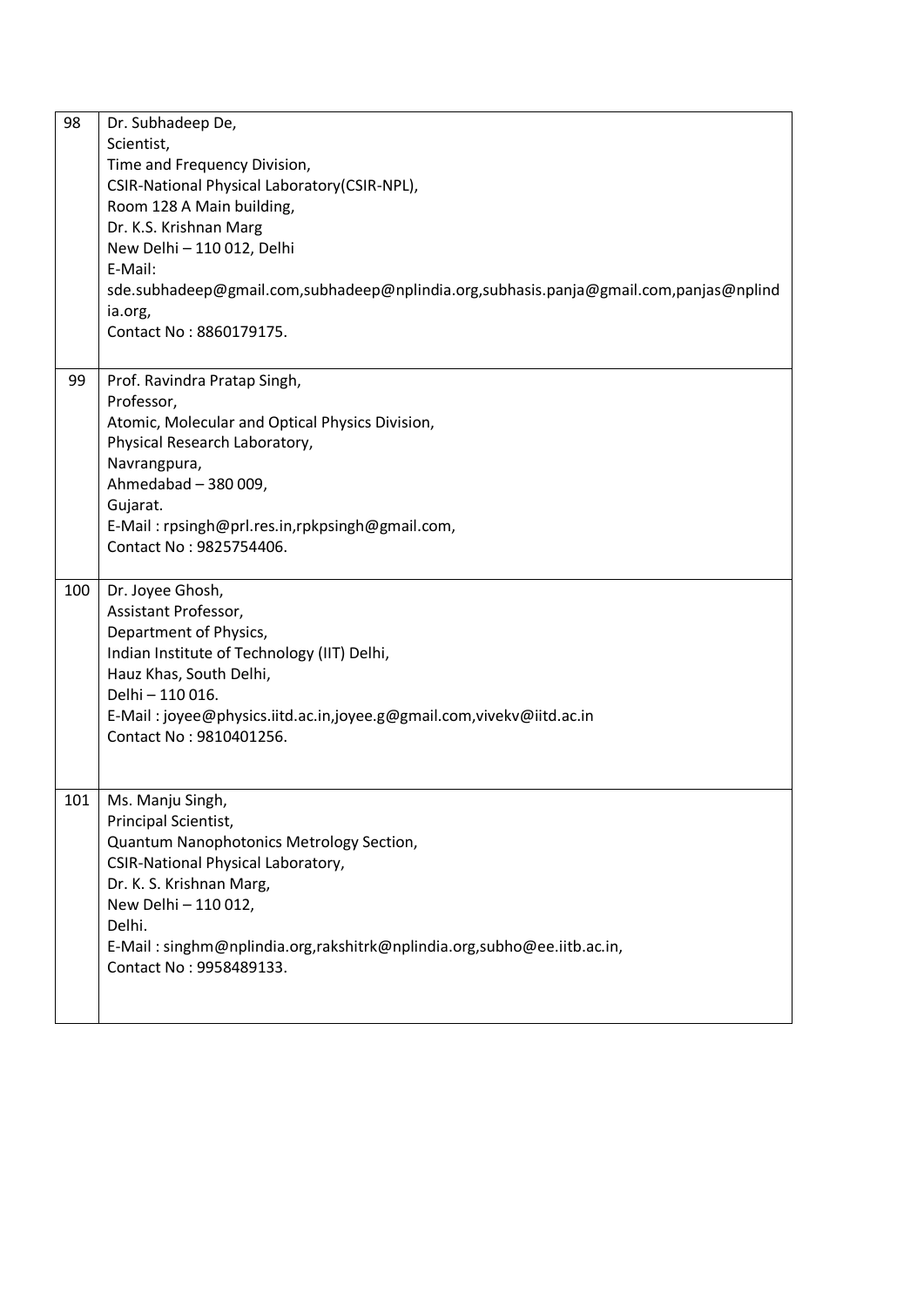| | |
|---|---|
| 98 | Dr. Subhadeep De,<br>Scientist,<br>Time and Frequency Division,<br>CSIR-National Physical Laboratory(CSIR-NPL),<br>Room 128 A Main building,<br>Dr. K.S. Krishnan Marg<br>New Delhi – 110 012, Delhi<br>E-Mail:<br>sde.subhadeep@gmail.com,subhadeep@nplindia.org,subhasis.panja@gmail.com,panjas@nplindia.org,<br>Contact No : 8860179175. |
| 99 | Prof. Ravindra Pratap Singh,<br>Professor,<br>Atomic, Molecular and Optical Physics Division,<br>Physical Research Laboratory,<br>Navrangpura,<br>Ahmedabad – 380 009,<br>Gujarat.<br>E-Mail : rpsingh@prl.res.in,rpkpsingh@gmail.com,<br>Contact No : 9825754406. |
| 100 | Dr. Joyee Ghosh,<br>Assistant Professor,<br>Department of Physics,<br>Indian Institute of Technology (IIT) Delhi,<br>Hauz Khas, South Delhi,<br>Delhi – 110 016.<br>E-Mail : joyee@physics.iitd.ac.in,joyee.g@gmail.com,vivekv@iitd.ac.in<br>Contact No : 9810401256. |
| 101 | Ms. Manju Singh,<br>Principal Scientist,<br>Quantum Nanophotonics Metrology Section,<br>CSIR-National Physical Laboratory,<br>Dr. K. S. Krishnan Marg,<br>New Delhi – 110 012,<br>Delhi.<br>E-Mail : singhm@nplindia.org,rakshitrk@nplindia.org,subho@ee.iitb.ac.in,<br>Contact No : 9958489133. |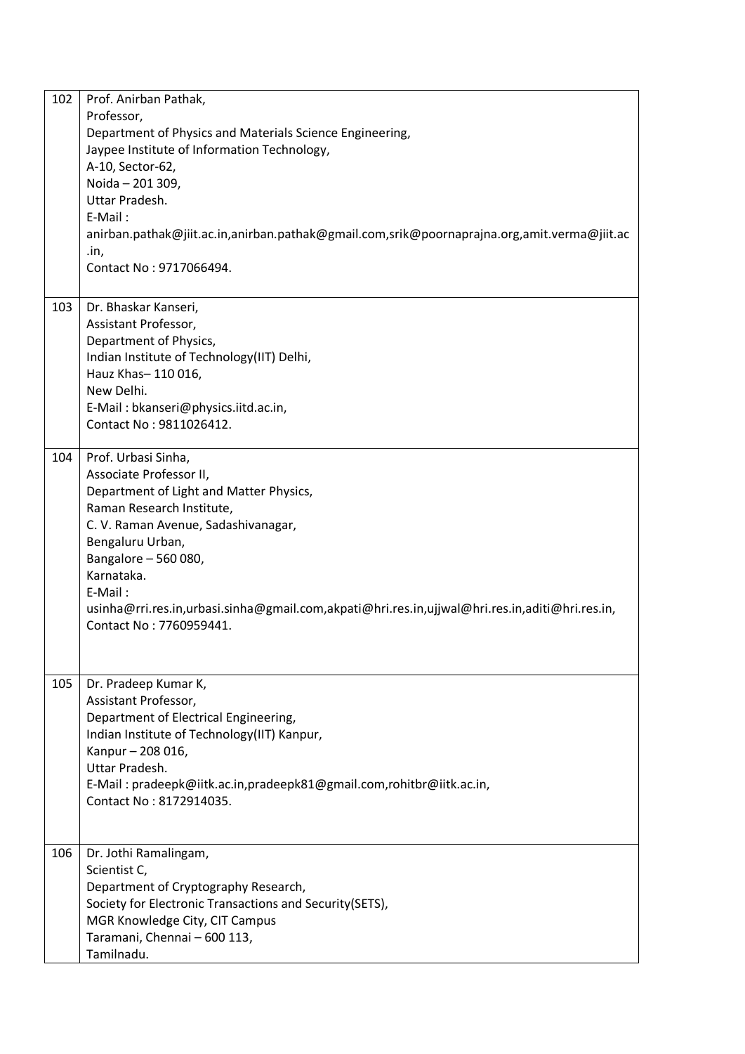| | |
|---|---|
| 102 | Prof. Anirban Pathak,<br>Professor,<br>Department of Physics and Materials Science Engineering,<br>Jaypee Institute of Information Technology,<br>A-10, Sector-62,<br>Noida – 201 309,<br>Uttar Pradesh.<br>E-Mail :<br>anirban.pathak@jiit.ac.in,anirban.pathak@gmail.com,srik@poornaprajna.org,amit.verma@jiit.ac.in,<br>Contact No : 9717066494. |
| 103 | Dr. Bhaskar Kanseri,<br>Assistant Professor,<br>Department of Physics,<br>Indian Institute of Technology(IIT) Delhi,<br>Hauz Khas– 110 016,<br>New Delhi.<br>E-Mail : bkanseri@physics.iitd.ac.in,<br>Contact No : 9811026412. |
| 104 | Prof. Urbasi Sinha,<br>Associate Professor II,<br>Department of Light and Matter Physics,<br>Raman Research Institute,<br>C. V. Raman Avenue, Sadashivanagar,<br>Bengaluru Urban,<br>Bangalore – 560 080,<br>Karnataka.<br>E-Mail :<br>usinha@rri.res.in,urbasi.sinha@gmail.com,akpati@hri.res.in,ujjwal@hri.res.in,aditi@hri.res.in,<br>Contact No : 7760959441. |
| 105 | Dr. Pradeep Kumar K,<br>Assistant Professor,<br>Department of Electrical Engineering,<br>Indian Institute of Technology(IIT) Kanpur,<br>Kanpur – 208 016,<br>Uttar Pradesh.<br>E-Mail : pradeepk@iitk.ac.in,pradeepk81@gmail.com,rohitbr@iitk.ac.in,<br>Contact No : 8172914035. |
| 106 | Dr. Jothi Ramalingam,<br>Scientist C,<br>Department of Cryptography Research,<br>Society for Electronic Transactions and Security(SETS),<br>MGR Knowledge City, CIT Campus<br>Taramani, Chennai – 600 113,<br>Tamilnadu. |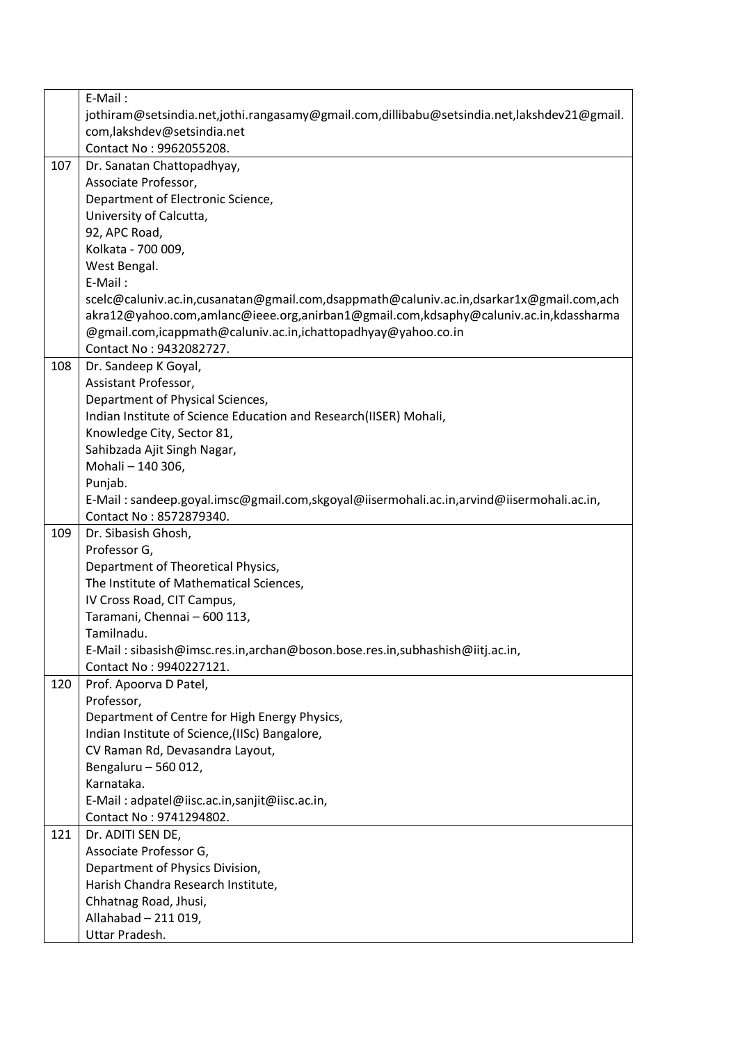| | |
|---|---|
| | E-Mail : jothiram@setsindia.net,jothi.rangasamy@gmail.com,dillibabu@setsindia.net,lakshdev21@gmail.com,lakshdev@setsindia.net<br>Contact No : 9962055208. |
| 107 | Dr. Sanatan Chattopadhyay,<br>Associate Professor,<br>Department of Electronic Science,<br>University of Calcutta,<br>92, APC Road,<br>Kolkata - 700 009,<br>West Bengal.<br>E-Mail : scelc@caluniv.ac.in,cusanatan@gmail.com,dsappmath@caluniv.ac.in,dsarkar1x@gmail.com,achakra12@yahoo.com,amlanc@ieee.org,anirban1@gmail.com,kdsaphy@caluniv.ac.in,kdassharma@gmail.com,icappmath@caluniv.ac.in,ichattopadhyay@yahoo.co.in<br>Contact No : 9432082727. |
| 108 | Dr. Sandeep K Goyal,<br>Assistant Professor,<br>Department of Physical Sciences,<br>Indian Institute of Science Education and Research(IISER) Mohali,<br>Knowledge City, Sector 81,<br>Sahibzada Ajit Singh Nagar,<br>Mohali – 140 306,<br>Punjab.<br>E-Mail : sandeep.goyal.imsc@gmail.com,skgoyal@iisermohali.ac.in,arvind@iisermohali.ac.in,<br>Contact No : 8572879340. |
| 109 | Dr. Sibasish Ghosh,<br>Professor G,<br>Department of Theoretical Physics,<br>The Institute of Mathematical Sciences,<br>IV Cross Road, CIT Campus,<br>Taramani, Chennai – 600 113,<br>Tamilnadu.<br>E-Mail : sibasish@imsc.res.in,archan@boson.bose.res.in,subhashish@iitj.ac.in,<br>Contact No : 9940227121. |
| 120 | Prof. Apoorva D Patel,<br>Professor,<br>Department of Centre for High Energy Physics,<br>Indian Institute of Science,(IISc) Bangalore,<br>CV Raman Rd, Devasandra Layout,<br>Bengaluru – 560 012,<br>Karnataka.<br>E-Mail : adpatel@iisc.ac.in,sanjit@iisc.ac.in,<br>Contact No : 9741294802. |
| 121 | Dr. ADITI SEN DE,<br>Associate Professor G,<br>Department of Physics Division,<br>Harish Chandra Research Institute,<br>Chhatnag Road, Jhusi,<br>Allahabad – 211 019,<br>Uttar Pradesh. |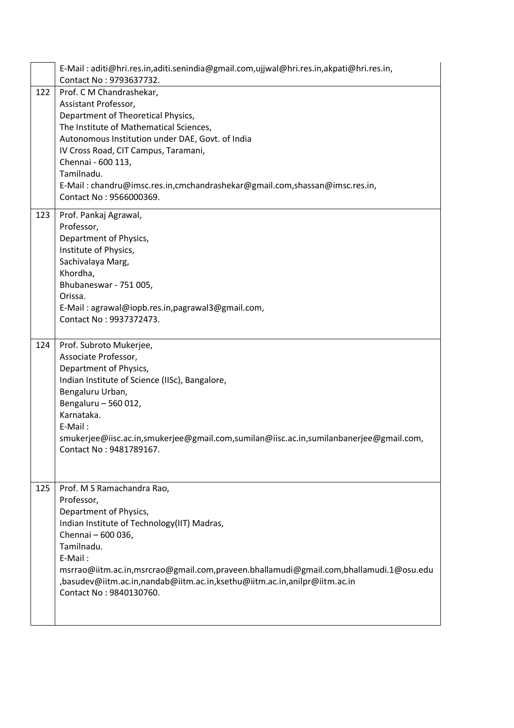| | |
|---|---|
| | E-Mail : aditi@hri.res.in,aditi.senindia@gmail.com,ujjwal@hri.res.in,akpati@hri.res.in,<br>Contact No : 9793637732. |
| 122 | Prof. C M Chandrashekar,<br>Assistant Professor,<br>Department of Theoretical Physics,<br>The Institute of Mathematical Sciences,<br>Autonomous Institution under DAE, Govt. of India<br>IV Cross Road, CIT Campus, Taramani,<br>Chennai - 600 113,<br>Tamilnadu.<br>E-Mail : chandru@imsc.res.in,cmchandrashekar@gmail.com,shassan@imsc.res.in,<br>Contact No : 9566000369. |
| 123 | Prof. Pankaj Agrawal,<br>Professor,<br>Department of Physics,<br>Institute of Physics,<br>Sachivalaya Marg,<br>Khordha,<br>Bhubaneswar - 751 005,<br>Orissa.<br>E-Mail : agrawal@iopb.res.in,pagrawal3@gmail.com,<br>Contact No : 9937372473. |
| 124 | Prof. Subroto Mukerjee,<br>Associate Professor,<br>Department of Physics,<br>Indian Institute of Science (IISc), Bangalore,<br>Bengaluru Urban,<br>Bengaluru – 560 012,<br>Karnataka.<br>E-Mail :<br>smukerjee@iisc.ac.in,smukerjee@gmail.com,sumilan@iisc.ac.in,sumilanbanerjee@gmail.com,<br>Contact No : 9481789167. |
| 125 | Prof. M S Ramachandra Rao,<br>Professor,<br>Department of Physics,<br>Indian Institute of Technology(IIT) Madras,<br>Chennai – 600 036,<br>Tamilnadu.<br>E-Mail :<br>msrrao@iitm.ac.in,msrcrao@gmail.com,praveen.bhallamudi@gmail.com,bhallamudi.1@osu.edu<br>,basudev@iitm.ac.in,nandab@iitm.ac.in,ksethu@iitm.ac.in,anilpr@iitm.ac.in<br>Contact No : 9840130760. |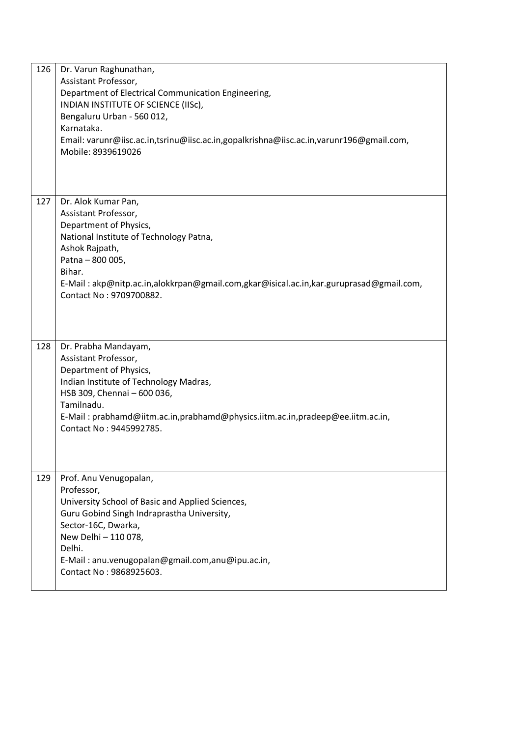| | |
|---|---|
| 126 | Dr. Varun Raghunathan,<br>Assistant Professor,<br>Department of Electrical Communication Engineering,<br>INDIAN INSTITUTE OF SCIENCE (IISc),<br>Bengaluru Urban - 560 012,<br>Karnataka.<br>Email: varunr@iisc.ac.in,tsrinu@iisc.ac.in,gopalkrishna@iisc.ac.in,varunr196@gmail.com,<br>Mobile: 8939619026 |
| 127 | Dr. Alok Kumar Pan,<br>Assistant Professor,<br>Department of Physics,<br>National Institute of Technology Patna,<br>Ashok Rajpath,<br>Patna – 800 005,<br>Bihar.<br>E-Mail : akp@nitp.ac.in,alokkrpan@gmail.com,gkar@isical.ac.in,kar.guruprasad@gmail.com,<br>Contact No : 9709700882. |
| 128 | Dr. Prabha Mandayam,<br>Assistant Professor,<br>Department of Physics,<br>Indian Institute of Technology Madras,<br>HSB 309, Chennai – 600 036,<br>Tamilnadu.<br>E-Mail : prabhamd@iitm.ac.in,prabhamd@physics.iitm.ac.in,pradeep@ee.iitm.ac.in,<br>Contact No : 9445992785. |
| 129 | Prof. Anu Venugopalan,<br>Professor,<br>University School of Basic and Applied Sciences,<br>Guru Gobind Singh Indraprastha University,<br>Sector-16C, Dwarka,<br>New Delhi – 110 078,<br>Delhi.<br>E-Mail : anu.venugopalan@gmail.com,anu@ipu.ac.in,<br>Contact No : 9868925603. |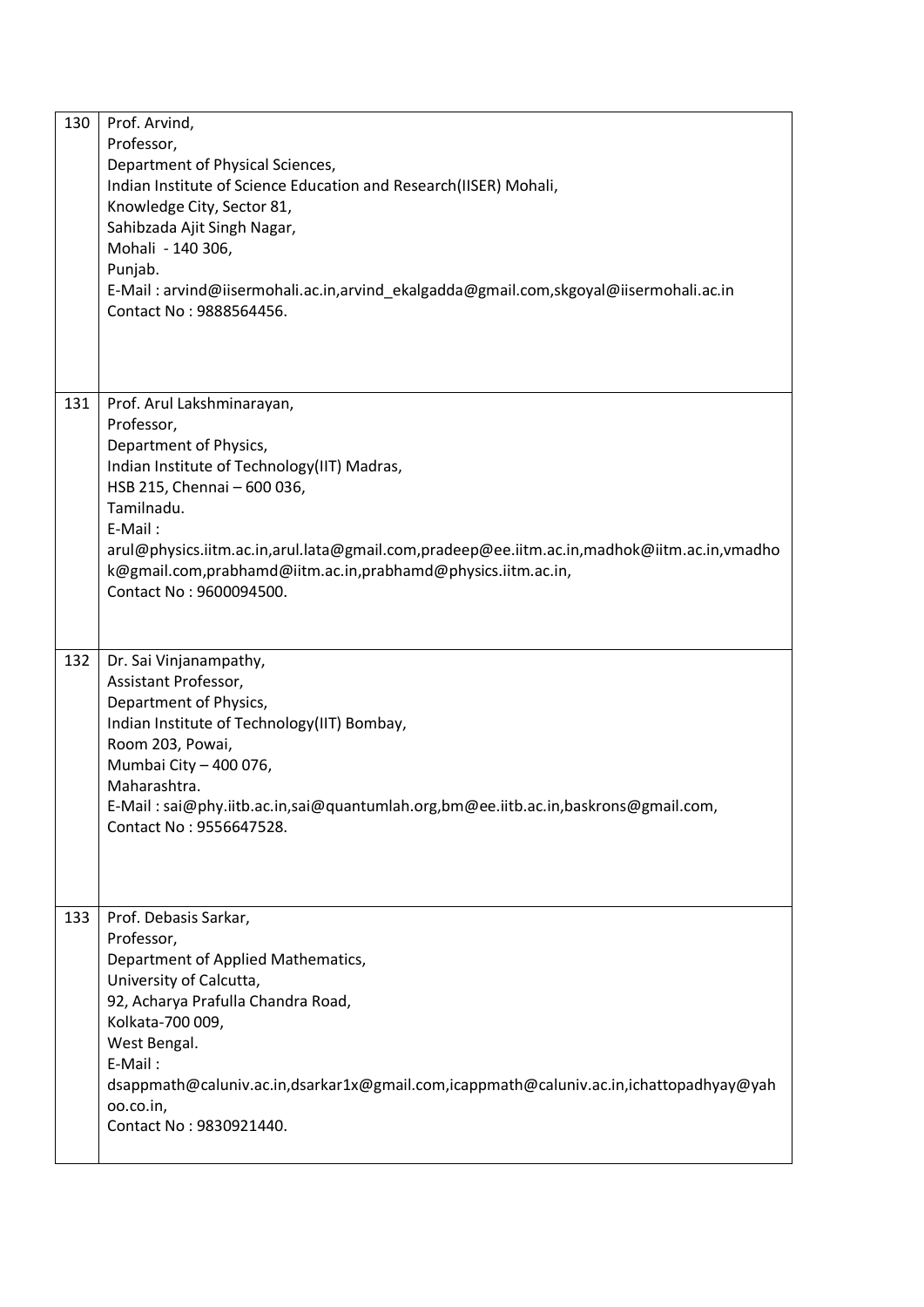| | |
|---|---|
| 130 | Prof. Arvind,<br>Professor,<br>Department of Physical Sciences,<br>Indian Institute of Science Education and Research(IISER) Mohali,<br>Knowledge City, Sector 81,<br>Sahibzada Ajit Singh Nagar,<br>Mohali - 140 306,<br>Punjab.<br>E-Mail : arvind@iisermohali.ac.in,arvind_ekalgadda@gmail.com,skgoyal@iisermohali.ac.in<br>Contact No : 9888564456. |
| 131 | Prof. Arul Lakshminarayan,<br>Professor,<br>Department of Physics,<br>Indian Institute of Technology(IIT) Madras,<br>HSB 215, Chennai – 600 036,<br>Tamilnadu.<br>E-Mail :<br>arul@physics.iitm.ac.in,arul.lata@gmail.com,pradeep@ee.iitm.ac.in,madhok@iitm.ac.in,vmadhok@gmail.com,prabhamd@iitm.ac.in,prabhamd@physics.iitm.ac.in,<br>Contact No : 9600094500. |
| 132 | Dr. Sai Vinjanampathy,<br>Assistant Professor,<br>Department of Physics,<br>Indian Institute of Technology(IIT) Bombay,<br>Room 203, Powai,<br>Mumbai City – 400 076,<br>Maharashtra.<br>E-Mail : sai@phy.iitb.ac.in,sai@quantumlah.org,bm@ee.iitb.ac.in,baskrons@gmail.com,<br>Contact No : 9556647528. |
| 133 | Prof. Debasis Sarkar,<br>Professor,<br>Department of Applied Mathematics,<br>University of Calcutta,<br>92, Acharya Prafulla Chandra Road,<br>Kolkata-700 009,<br>West Bengal.<br>E-Mail :<br>dsappmath@caluniv.ac.in,dsarkar1x@gmail.com,icappmath@caluniv.ac.in,ichattopadhyay@yahoo.co.in,<br>Contact No : 9830921440. |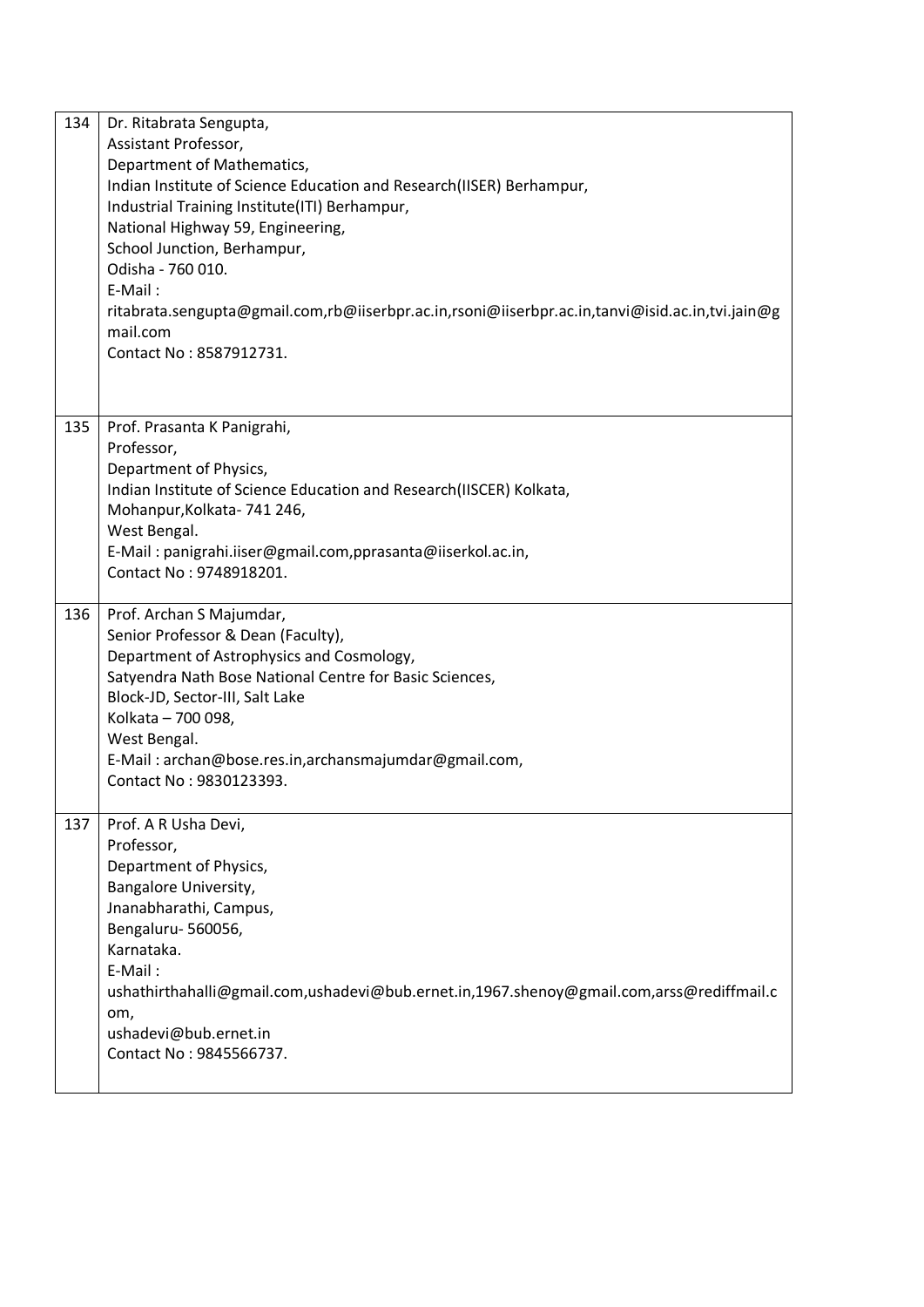| | |
|---|---|
| 134 | Dr. Ritabrata Sengupta,<br>Assistant Professor,<br>Department of Mathematics,<br>Indian Institute of Science Education and Research(IISER) Berhampur,<br>Industrial Training Institute(ITI) Berhampur,<br>National Highway 59, Engineering,<br>School Junction, Berhampur,<br>Odisha - 760 010.<br>E-Mail :<br>ritabrata.sengupta@gmail.com,rb@iiserbpr.ac.in,rsoni@iiserbpr.ac.in,tanvi@isid.ac.in,tvi.jain@gmail.com<br>Contact No : 8587912731. |
| 135 | Prof. Prasanta K Panigrahi,<br>Professor,<br>Department of Physics,<br>Indian Institute of Science Education and Research(IISCER) Kolkata,<br>Mohanpur,Kolkata- 741 246,<br>West Bengal.<br>E-Mail : panigrahi.iiser@gmail.com,pprasanta@iiserkol.ac.in,<br>Contact No : 9748918201. |
| 136 | Prof. Archan S Majumdar,<br>Senior Professor & Dean (Faculty),<br>Department of Astrophysics and Cosmology,<br>Satyendra Nath Bose National Centre for Basic Sciences,<br>Block-JD, Sector-III, Salt Lake<br>Kolkata – 700 098,<br>West Bengal.<br>E-Mail : archan@bose.res.in,archansmajumdar@gmail.com,<br>Contact No : 9830123393. |
| 137 | Prof. A R Usha Devi,<br>Professor,<br>Department of Physics,<br>Bangalore University,<br>Jnanabharathi, Campus,<br>Bengaluru- 560056,<br>Karnataka.<br>E-Mail :<br>ushathirthahalli@gmail.com,ushadevi@bub.ernet.in,1967.shenoy@gmail.com,arss@rediffmail.com,<br>ushadevi@bub.ernet.in<br>Contact No : 9845566737. |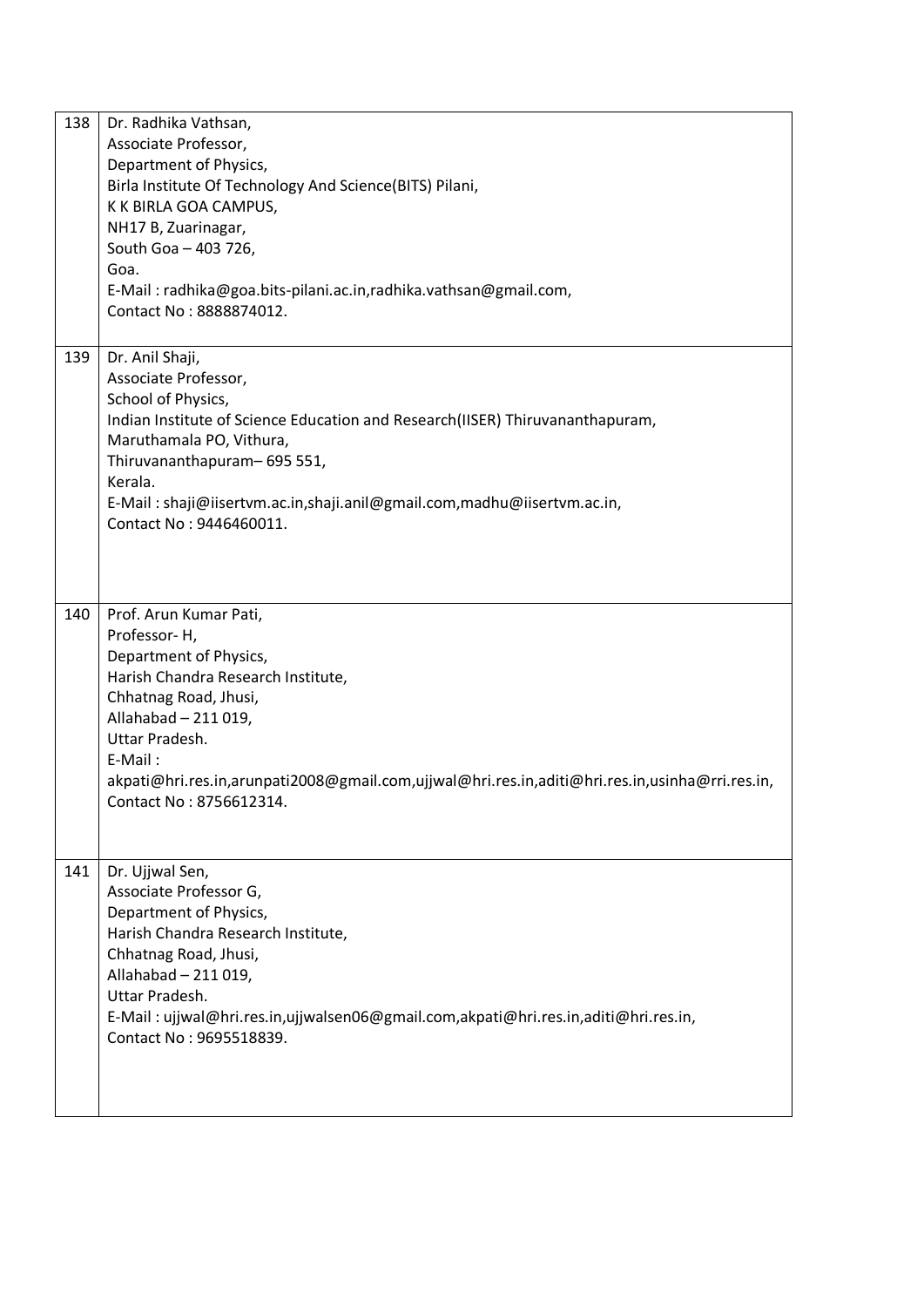| | |
|---|---|
| 138 | Dr. Radhika Vathsan,<br>Associate Professor,<br>Department of Physics,<br>Birla Institute Of Technology And Science(BITS) Pilani,<br>K K BIRLA GOA CAMPUS,<br>NH17 B, Zuarinagar,<br>South Goa – 403 726,<br>Goa.<br>E-Mail : radhika@goa.bits-pilani.ac.in,radhika.vathsan@gmail.com,<br>Contact No : 8888874012. |
| 139 | Dr. Anil Shaji,<br>Associate Professor,<br>School of Physics,<br>Indian Institute of Science Education and Research(IISER) Thiruvananthapuram,<br>Maruthamala PO, Vithura,<br>Thiruvananthapuram– 695 551,<br>Kerala.<br>E-Mail : shaji@iisertvm.ac.in,shaji.anil@gmail.com,madhu@iisertvm.ac.in,<br>Contact No : 9446460011. |
| 140 | Prof. Arun Kumar Pati,<br>Professor- H,<br>Department of Physics,<br>Harish Chandra Research Institute,<br>Chhatnag Road, Jhusi,<br>Allahabad – 211 019,<br>Uttar Pradesh.<br>E-Mail :<br>akpati@hri.res.in,arunpati2008@gmail.com,ujjwal@hri.res.in,aditi@hri.res.in,usinha@rri.res.in,<br>Contact No : 8756612314. |
| 141 | Dr. Ujjwal Sen,<br>Associate Professor G,<br>Department of Physics,<br>Harish Chandra Research Institute,<br>Chhatnag Road, Jhusi,<br>Allahabad – 211 019,<br>Uttar Pradesh.<br>E-Mail : ujjwal@hri.res.in,ujjwalsen06@gmail.com,akpati@hri.res.in,aditi@hri.res.in,<br>Contact No : 9695518839. |